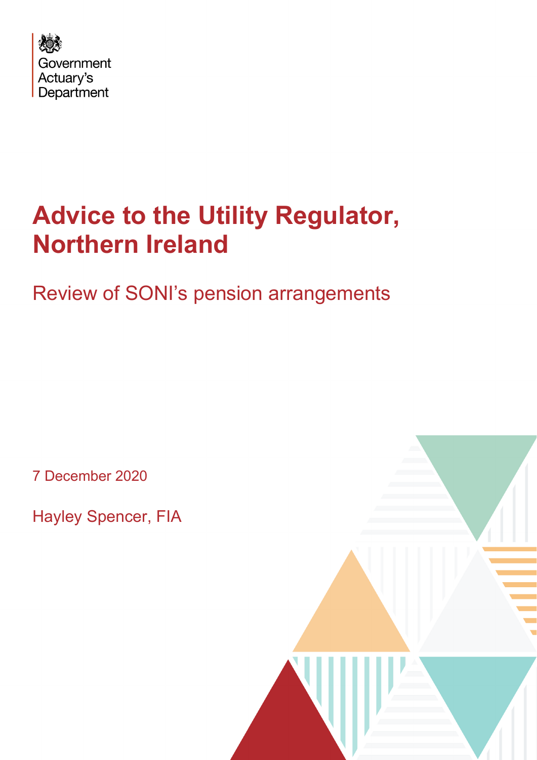Government
Actuary's
Department

# Advice to the Utility Regulator, Northern Ireland

## Review of SONI's pension arrangements

7 December 2020

Hayley Spencer, FIA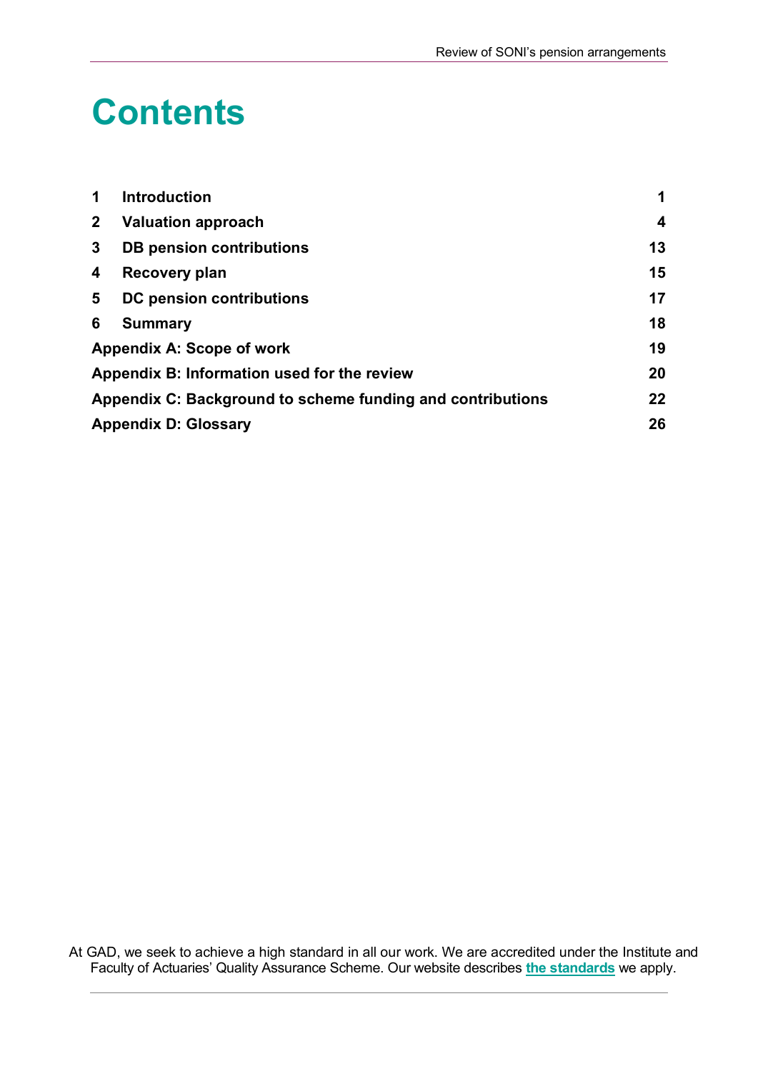# Contents

| | | |
|---|---|---|
| **1** | **Introduction** | **1** |
| **2** | **Valuation approach** | **4** |
| **3** | **DB pension contributions** | **13** |
| **4** | **Recovery plan** | **15** |
| **5** | **DC pension contributions** | **17** |
| **6** | **Summary** | **18** |
| **Appendix A: Scope of work** | | **19** |
| **Appendix B: Information used for the review** | | **20** |
| **Appendix C: Background to scheme funding and contributions** | | **22** |
| **Appendix D: Glossary** | | **26** |

At GAD, we seek to achieve a high standard in all our work. We are accredited under the Institute and Faculty of Actuaries' Quality Assurance Scheme. Our website describes **the standards** we apply.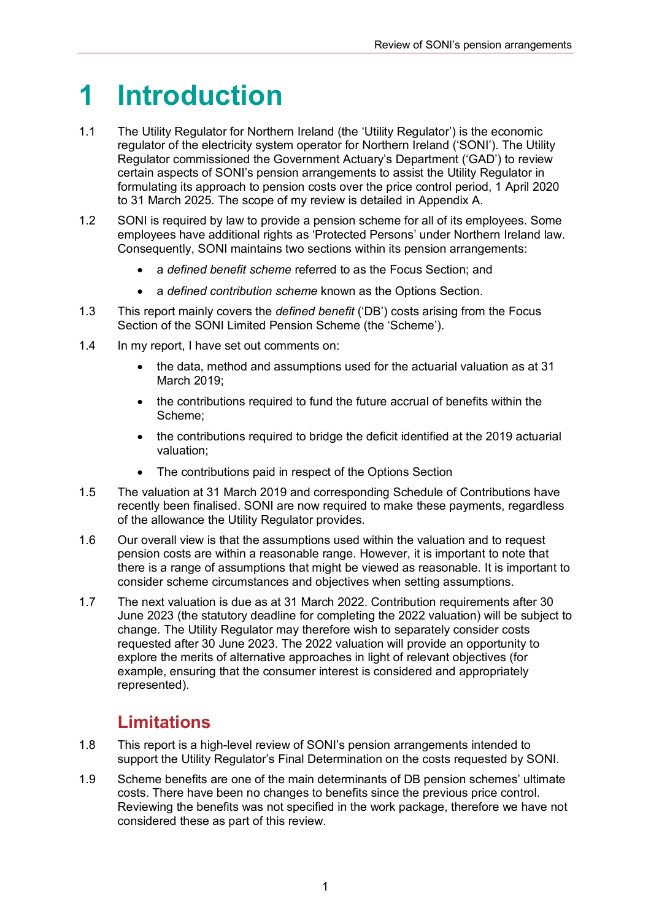# 1 Introduction

1.1 The Utility Regulator for Northern Ireland (the 'Utility Regulator') is the economic regulator of the electricity system operator for Northern Ireland ('SONI'). The Utility Regulator commissioned the Government Actuary's Department ('GAD') to review certain aspects of SONI's pension arrangements to assist the Utility Regulator in formulating its approach to pension costs over the price control period, 1 April 2020 to 31 March 2025. The scope of my review is detailed in Appendix A.

1.2 SONI is required by law to provide a pension scheme for all of its employees. Some employees have additional rights as 'Protected Persons' under Northern Ireland law. Consequently, SONI maintains two sections within its pension arrangements:

- a *defined benefit scheme* referred to as the Focus Section; and
- a *defined contribution scheme* known as the Options Section.

1.3 This report mainly covers the *defined benefit* ('DB') costs arising from the Focus Section of the SONI Limited Pension Scheme (the 'Scheme').

1.4 In my report, I have set out comments on:

- the data, method and assumptions used for the actuarial valuation as at 31 March 2019;
- the contributions required to fund the future accrual of benefits within the Scheme;
- the contributions required to bridge the deficit identified at the 2019 actuarial valuation;
- The contributions paid in respect of the Options Section

1.5 The valuation at 31 March 2019 and corresponding Schedule of Contributions have recently been finalised. SONI are now required to make these payments, regardless of the allowance the Utility Regulator provides.

1.6 Our overall view is that the assumptions used within the valuation and to request pension costs are within a reasonable range. However, it is important to note that there is a range of assumptions that might be viewed as reasonable. It is important to consider scheme circumstances and objectives when setting assumptions.

1.7 The next valuation is due as at 31 March 2022. Contribution requirements after 30 June 2023 (the statutory deadline for completing the 2022 valuation) will be subject to change. The Utility Regulator may therefore wish to separately consider costs requested after 30 June 2023. The 2022 valuation will provide an opportunity to explore the merits of alternative approaches in light of relevant objectives (for example, ensuring that the consumer interest is considered and appropriately represented).

## Limitations

1.8 This report is a high-level review of SONI's pension arrangements intended to support the Utility Regulator's Final Determination on the costs requested by SONI.

1.9 Scheme benefits are one of the main determinants of DB pension schemes' ultimate costs. There have been no changes to benefits since the previous price control. Reviewing the benefits was not specified in the work package, therefore we have not considered these as part of this review.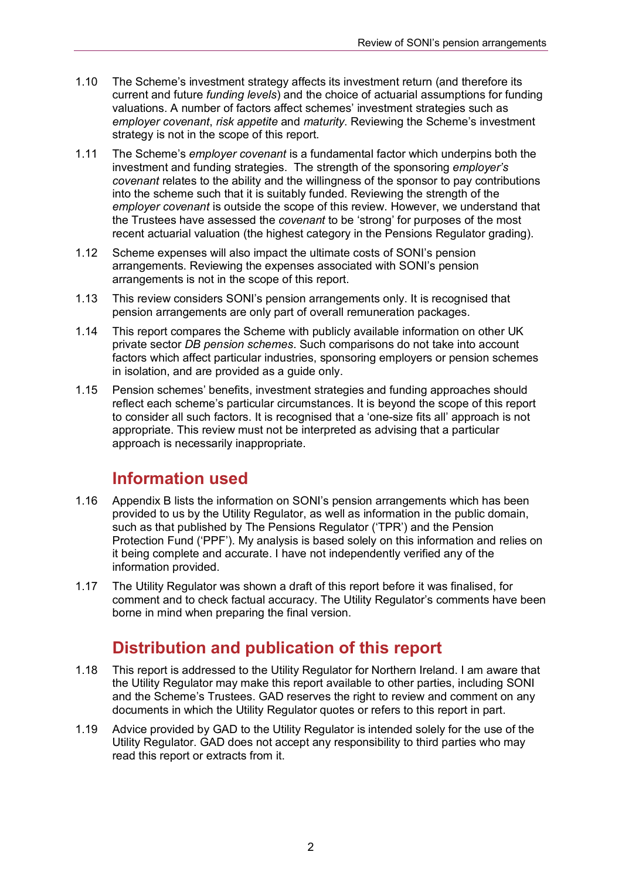1.10 The Scheme's investment strategy affects its investment return (and therefore its current and future *funding levels*) and the choice of actuarial assumptions for funding valuations. A number of factors affect schemes' investment strategies such as *employer covenant*, *risk appetite* and *maturity*. Reviewing the Scheme's investment strategy is not in the scope of this report.

1.11 The Scheme's *employer covenant* is a fundamental factor which underpins both the investment and funding strategies. The strength of the sponsoring *employer's covenant* relates to the ability and the willingness of the sponsor to pay contributions into the scheme such that it is suitably funded. Reviewing the strength of the *employer covenant* is outside the scope of this review. However, we understand that the Trustees have assessed the *covenant* to be 'strong' for purposes of the most recent actuarial valuation (the highest category in the Pensions Regulator grading).

1.12 Scheme expenses will also impact the ultimate costs of SONI's pension arrangements. Reviewing the expenses associated with SONI's pension arrangements is not in the scope of this report.

1.13 This review considers SONI's pension arrangements only. It is recognised that pension arrangements are only part of overall remuneration packages.

1.14 This report compares the Scheme with publicly available information on other UK private sector *DB pension schemes*. Such comparisons do not take into account factors which affect particular industries, sponsoring employers or pension schemes in isolation, and are provided as a guide only.

1.15 Pension schemes' benefits, investment strategies and funding approaches should reflect each scheme's particular circumstances. It is beyond the scope of this report to consider all such factors. It is recognised that a 'one-size fits all' approach is not appropriate. This review must not be interpreted as advising that a particular approach is necessarily inappropriate.

## Information used

1.16 Appendix B lists the information on SONI's pension arrangements which has been provided to us by the Utility Regulator, as well as information in the public domain, such as that published by The Pensions Regulator ('TPR') and the Pension Protection Fund ('PPF'). My analysis is based solely on this information and relies on it being complete and accurate. I have not independently verified any of the information provided.

1.17 The Utility Regulator was shown a draft of this report before it was finalised, for comment and to check factual accuracy. The Utility Regulator's comments have been borne in mind when preparing the final version.

## Distribution and publication of this report

1.18 This report is addressed to the Utility Regulator for Northern Ireland. I am aware that the Utility Regulator may make this report available to other parties, including SONI and the Scheme's Trustees. GAD reserves the right to review and comment on any documents in which the Utility Regulator quotes or refers to this report in part.

1.19 Advice provided by GAD to the Utility Regulator is intended solely for the use of the Utility Regulator. GAD does not accept any responsibility to third parties who may read this report or extracts from it.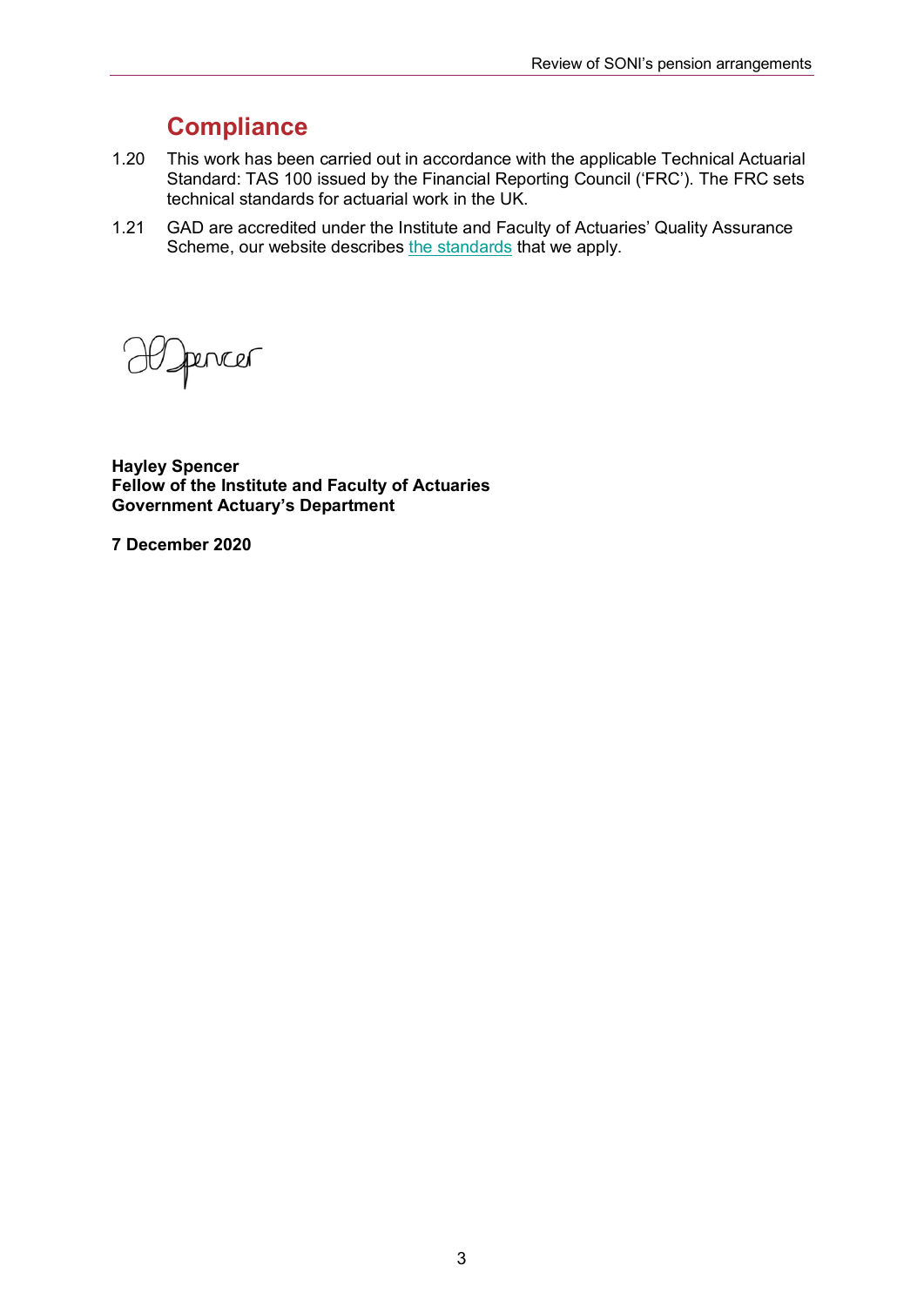## Compliance

1.20 This work has been carried out in accordance with the applicable Technical Actuarial Standard: TAS 100 issued by the Financial Reporting Council (‘FRC’). The FRC sets technical standards for actuarial work in the UK.

1.21 GAD are accredited under the Institute and Faculty of Actuaries’ Quality Assurance Scheme, our website describes the standards that we apply.

**Hayley Spencer**
**Fellow of the Institute and Faculty of Actuaries**
**Government Actuary’s Department**

**7 December 2020**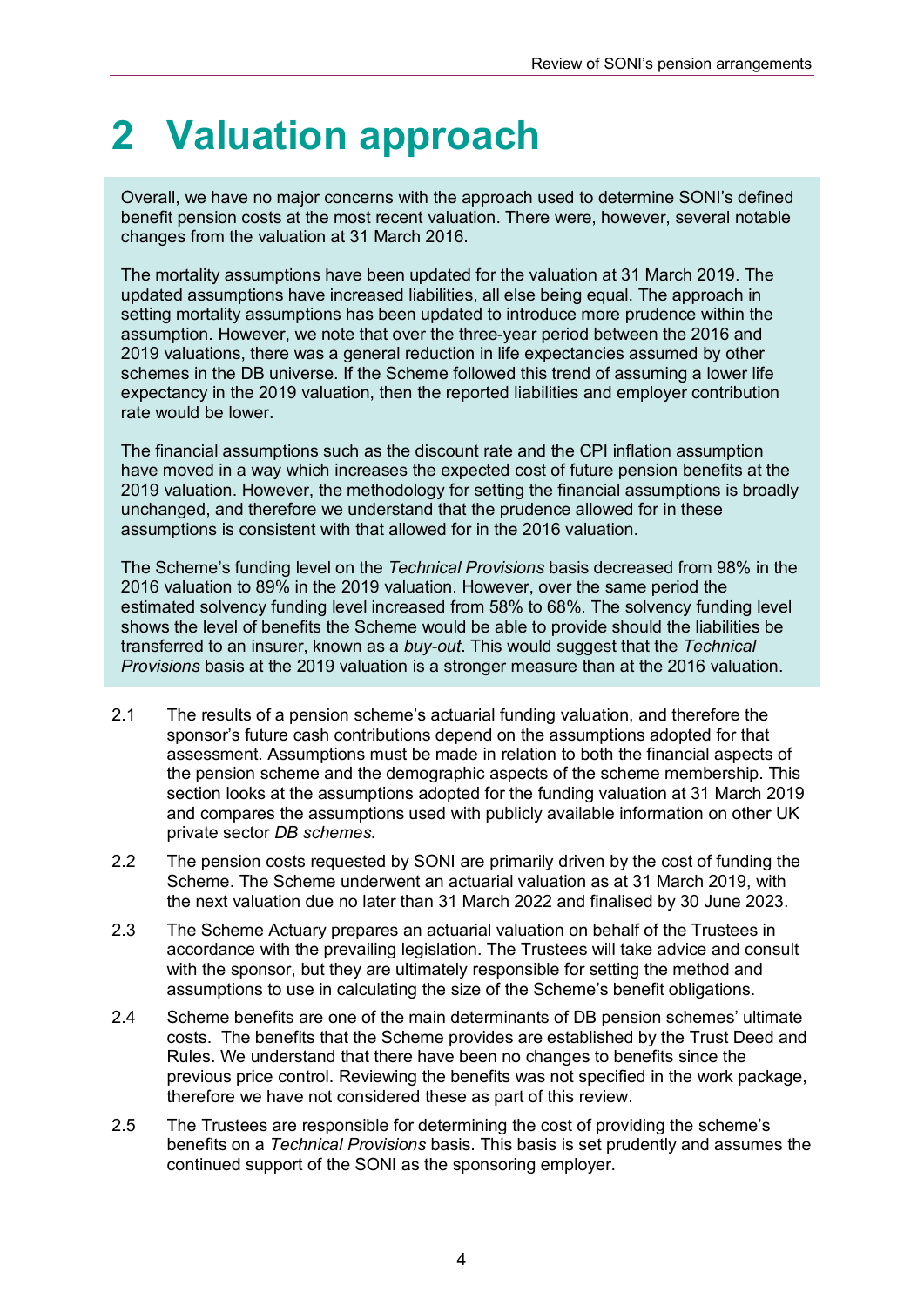# 2 Valuation approach

Overall, we have no major concerns with the approach used to determine SONI's defined benefit pension costs at the most recent valuation. There were, however, several notable changes from the valuation at 31 March 2016.

The mortality assumptions have been updated for the valuation at 31 March 2019. The updated assumptions have increased liabilities, all else being equal. The approach in setting mortality assumptions has been updated to introduce more prudence within the assumption. However, we note that over the three-year period between the 2016 and 2019 valuations, there was a general reduction in life expectancies assumed by other schemes in the DB universe. If the Scheme followed this trend of assuming a lower life expectancy in the 2019 valuation, then the reported liabilities and employer contribution rate would be lower.

The financial assumptions such as the discount rate and the CPI inflation assumption have moved in a way which increases the expected cost of future pension benefits at the 2019 valuation. However, the methodology for setting the financial assumptions is broadly unchanged, and therefore we understand that the prudence allowed for in these assumptions is consistent with that allowed for in the 2016 valuation.

The Scheme's funding level on the *Technical Provisions* basis decreased from 98% in the 2016 valuation to 89% in the 2019 valuation. However, over the same period the estimated solvency funding level increased from 58% to 68%. The solvency funding level shows the level of benefits the Scheme would be able to provide should the liabilities be transferred to an insurer, known as a *buy-out*. This would suggest that the *Technical Provisions* basis at the 2019 valuation is a stronger measure than at the 2016 valuation.

2.1 The results of a pension scheme's actuarial funding valuation, and therefore the sponsor's future cash contributions depend on the assumptions adopted for that assessment. Assumptions must be made in relation to both the financial aspects of the pension scheme and the demographic aspects of the scheme membership. This section looks at the assumptions adopted for the funding valuation at 31 March 2019 and compares the assumptions used with publicly available information on other UK private sector *DB schemes*.

2.2 The pension costs requested by SONI are primarily driven by the cost of funding the Scheme. The Scheme underwent an actuarial valuation as at 31 March 2019, with the next valuation due no later than 31 March 2022 and finalised by 30 June 2023.

2.3 The Scheme Actuary prepares an actuarial valuation on behalf of the Trustees in accordance with the prevailing legislation. The Trustees will take advice and consult with the sponsor, but they are ultimately responsible for setting the method and assumptions to use in calculating the size of the Scheme's benefit obligations.

2.4 Scheme benefits are one of the main determinants of DB pension schemes' ultimate costs. The benefits that the Scheme provides are established by the Trust Deed and Rules. We understand that there have been no changes to benefits since the previous price control. Reviewing the benefits was not specified in the work package, therefore we have not considered these as part of this review.

2.5 The Trustees are responsible for determining the cost of providing the scheme's benefits on a *Technical Provisions* basis. This basis is set prudently and assumes the continued support of the SONI as the sponsoring employer.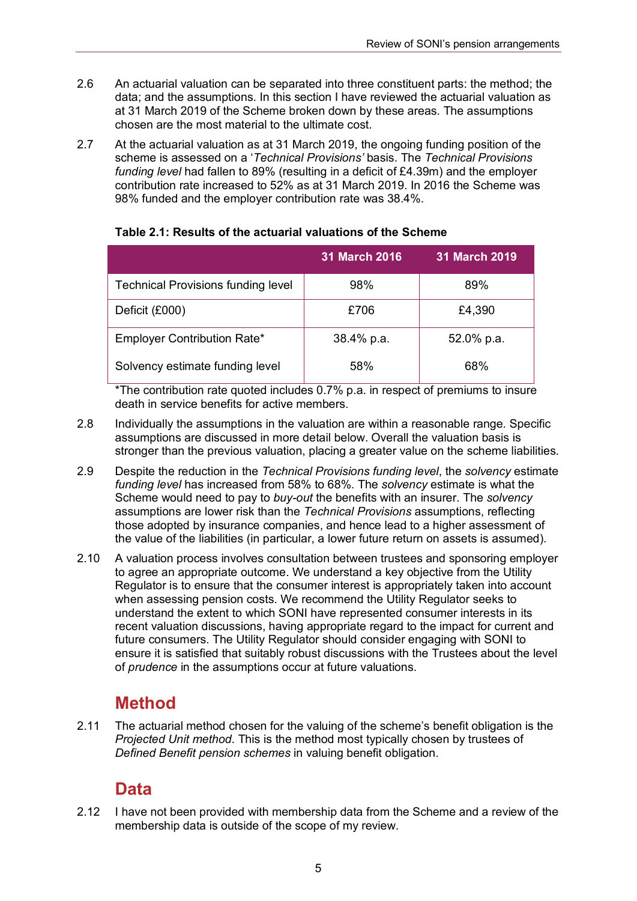2.6 An actuarial valuation can be separated into three constituent parts: the method; the data; and the assumptions. In this section I have reviewed the actuarial valuation as at 31 March 2019 of the Scheme broken down by these areas. The assumptions chosen are the most material to the ultimate cost.

2.7 At the actuarial valuation as at 31 March 2019, the ongoing funding position of the scheme is assessed on a '*Technical Provisions'* basis. The *Technical Provisions funding level* had fallen to 89% (resulting in a deficit of £4.39m) and the employer contribution rate increased to 52% as at 31 March 2019. In 2016 the Scheme was 98% funded and the employer contribution rate was 38.4%.

**Table 2.1: Results of the actuarial valuations of the Scheme**

| | 31 March 2016 | 31 March 2019 |
|---|---|---|
| Technical Provisions funding level | 98% | 89% |
| Deficit (£000) | £706 | £4,390 |
| Employer Contribution Rate* | 38.4% p.a. | 52.0% p.a. |
| Solvency estimate funding level | 58% | 68% |

*The contribution rate quoted includes 0.7% p.a. in respect of premiums to insure death in service benefits for active members.

2.8 Individually the assumptions in the valuation are within a reasonable range. Specific assumptions are discussed in more detail below. Overall the valuation basis is stronger than the previous valuation, placing a greater value on the scheme liabilities.

2.9 Despite the reduction in the *Technical Provisions funding level*, the *solvency* estimate *funding level* has increased from 58% to 68%. The *solvency* estimate is what the Scheme would need to pay to *buy-out* the benefits with an insurer. The *solvency* assumptions are lower risk than the *Technical Provisions* assumptions, reflecting those adopted by insurance companies, and hence lead to a higher assessment of the value of the liabilities (in particular, a lower future return on assets is assumed).

2.10 A valuation process involves consultation between trustees and sponsoring employer to agree an appropriate outcome. We understand a key objective from the Utility Regulator is to ensure that the consumer interest is appropriately taken into account when assessing pension costs. We recommend the Utility Regulator seeks to understand the extent to which SONI have represented consumer interests in its recent valuation discussions, having appropriate regard to the impact for current and future consumers. The Utility Regulator should consider engaging with SONI to ensure it is satisfied that suitably robust discussions with the Trustees about the level of *prudence* in the assumptions occur at future valuations.

## Method

2.11 The actuarial method chosen for the valuing of the scheme's benefit obligation is the *Projected Unit method*. This is the method most typically chosen by trustees of *Defined Benefit pension schemes* in valuing benefit obligation.

## Data

2.12 I have not been provided with membership data from the Scheme and a review of the membership data is outside of the scope of my review.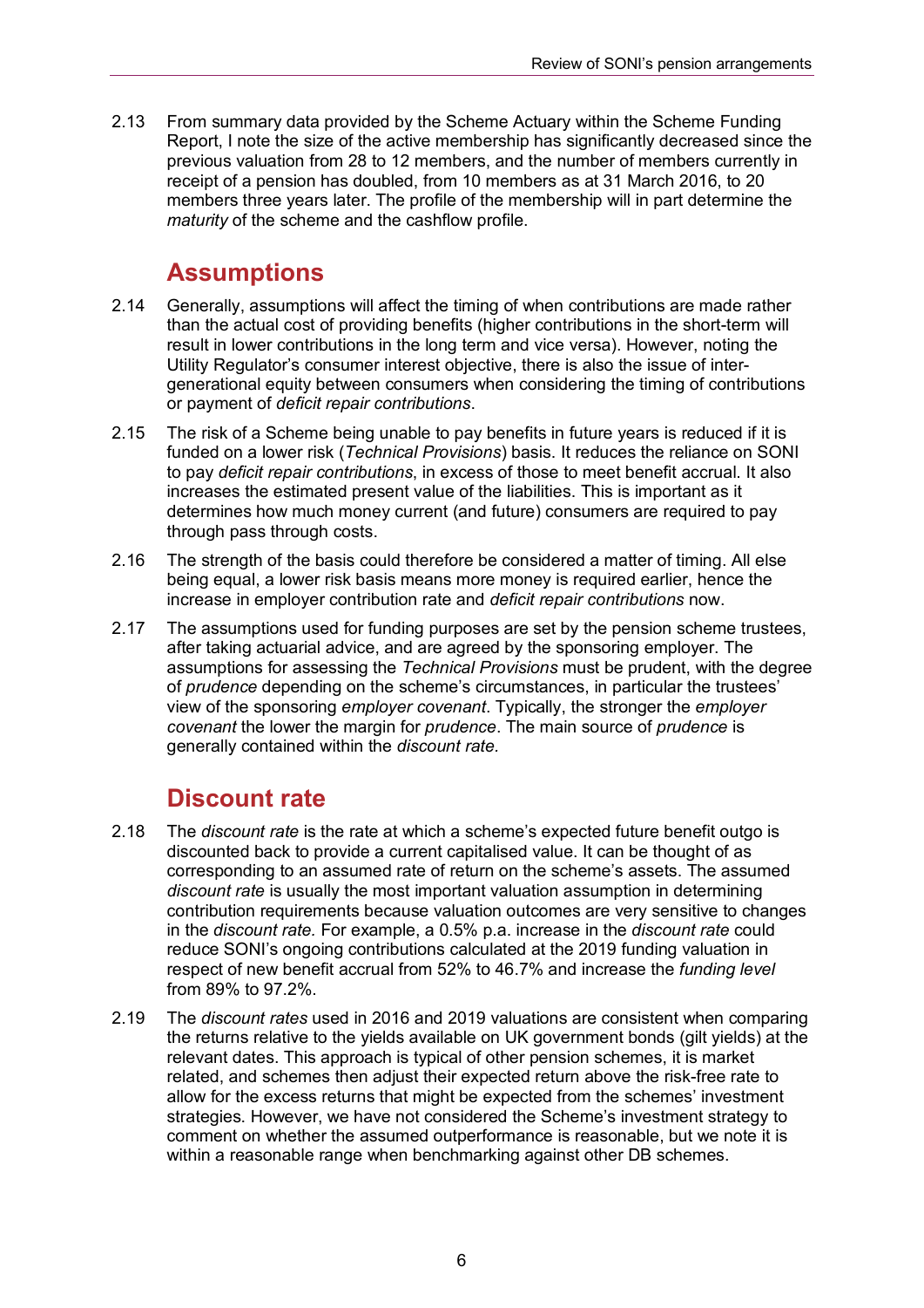2.13 From summary data provided by the Scheme Actuary within the Scheme Funding Report, I note the size of the active membership has significantly decreased since the previous valuation from 28 to 12 members, and the number of members currently in receipt of a pension has doubled, from 10 members as at 31 March 2016, to 20 members three years later. The profile of the membership will in part determine the *maturity* of the scheme and the cashflow profile.

## Assumptions

2.14 Generally, assumptions will affect the timing of when contributions are made rather than the actual cost of providing benefits (higher contributions in the short-term will result in lower contributions in the long term and vice versa). However, noting the Utility Regulator's consumer interest objective, there is also the issue of inter-generational equity between consumers when considering the timing of contributions or payment of *deficit repair contributions*.

2.15 The risk of a Scheme being unable to pay benefits in future years is reduced if it is funded on a lower risk (*Technical Provisions*) basis. It reduces the reliance on SONI to pay *deficit repair contributions*, in excess of those to meet benefit accrual. It also increases the estimated present value of the liabilities. This is important as it determines how much money current (and future) consumers are required to pay through pass through costs.

2.16 The strength of the basis could therefore be considered a matter of timing. All else being equal, a lower risk basis means more money is required earlier, hence the increase in employer contribution rate and *deficit repair contributions* now.

2.17 The assumptions used for funding purposes are set by the pension scheme trustees, after taking actuarial advice, and are agreed by the sponsoring employer. The assumptions for assessing the *Technical Provisions* must be prudent, with the degree of *prudence* depending on the scheme's circumstances, in particular the trustees' view of the sponsoring *employer covenant*. Typically, the stronger the *employer covenant* the lower the margin for *prudence*. The main source of *prudence* is generally contained within the *discount rate*.

## Discount rate

2.18 The *discount rate* is the rate at which a scheme's expected future benefit outgo is discounted back to provide a current capitalised value. It can be thought of as corresponding to an assumed rate of return on the scheme's assets. The assumed *discount rate* is usually the most important valuation assumption in determining contribution requirements because valuation outcomes are very sensitive to changes in the *discount rate*. For example, a 0.5% p.a. increase in the *discount rate* could reduce SONI's ongoing contributions calculated at the 2019 funding valuation in respect of new benefit accrual from 52% to 46.7% and increase the *funding level* from 89% to 97.2%.

2.19 The *discount rates* used in 2016 and 2019 valuations are consistent when comparing the returns relative to the yields available on UK government bonds (gilt yields) at the relevant dates. This approach is typical of other pension schemes, it is market related, and schemes then adjust their expected return above the risk-free rate to allow for the excess returns that might be expected from the schemes' investment strategies. However, we have not considered the Scheme's investment strategy to comment on whether the assumed outperformance is reasonable, but we note it is within a reasonable range when benchmarking against other DB schemes.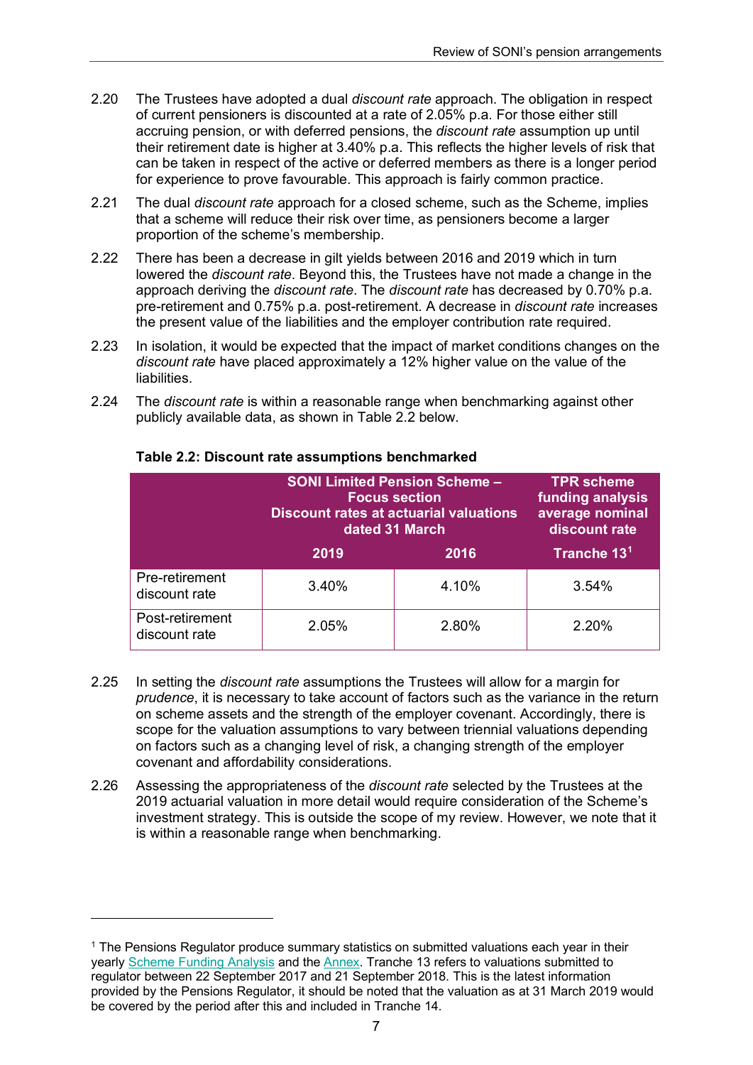2.20 The Trustees have adopted a dual *discount rate* approach. The obligation in respect of current pensioners is discounted at a rate of 2.05% p.a. For those either still accruing pension, or with deferred pensions, the *discount rate* assumption up until their retirement date is higher at 3.40% p.a. This reflects the higher levels of risk that can be taken in respect of the active or deferred members as there is a longer period for experience to prove favourable. This approach is fairly common practice.

2.21 The dual *discount rate* approach for a closed scheme, such as the Scheme, implies that a scheme will reduce their risk over time, as pensioners become a larger proportion of the scheme's membership.

2.22 There has been a decrease in gilt yields between 2016 and 2019 which in turn lowered the *discount rate*. Beyond this, the Trustees have not made a change in the approach deriving the *discount rate*. The *discount rate* has decreased by 0.70% p.a. pre-retirement and 0.75% p.a. post-retirement. A decrease in *discount rate* increases the present value of the liabilities and the employer contribution rate required.

2.23 In isolation, it would be expected that the impact of market conditions changes on the *discount rate* have placed approximately a 12% higher value on the value of the liabilities.

2.24 The *discount rate* is within a reasonable range when benchmarking against other publicly available data, as shown in Table 2.2 below.

**Table 2.2: Discount rate assumptions benchmarked**

| | SONI Limited Pension Scheme – Focus section Discount rates at actuarial valuations dated 31 March | | TPR scheme funding analysis average nominal discount rate |
|---|---|---|---|
| | 2019 | 2016 | Tranche 13[1] |
| Pre-retirement discount rate | 3.40% | 4.10% | 3.54% |
| Post-retirement discount rate | 2.05% | 2.80% | 2.20% |

2.25 In setting the *discount rate* assumptions the Trustees will allow for a margin for *prudence*, it is necessary to take account of factors such as the variance in the return on scheme assets and the strength of the employer covenant. Accordingly, there is scope for the valuation assumptions to vary between triennial valuations depending on factors such as a changing level of risk, a changing strength of the employer covenant and affordability considerations.

2.26 Assessing the appropriateness of the *discount rate* selected by the Trustees at the 2019 actuarial valuation in more detail would require consideration of the Scheme's investment strategy. This is outside the scope of my review. However, we note that it is within a reasonable range when benchmarking.

---

[1] The Pensions Regulator produce summary statistics on submitted valuations each year in their yearly Scheme Funding Analysis and the Annex. Tranche 13 refers to valuations submitted to regulator between 22 September 2017 and 21 September 2018. This is the latest information provided by the Pensions Regulator, it should be noted that the valuation as at 31 March 2019 would be covered by the period after this and included in Tranche 14.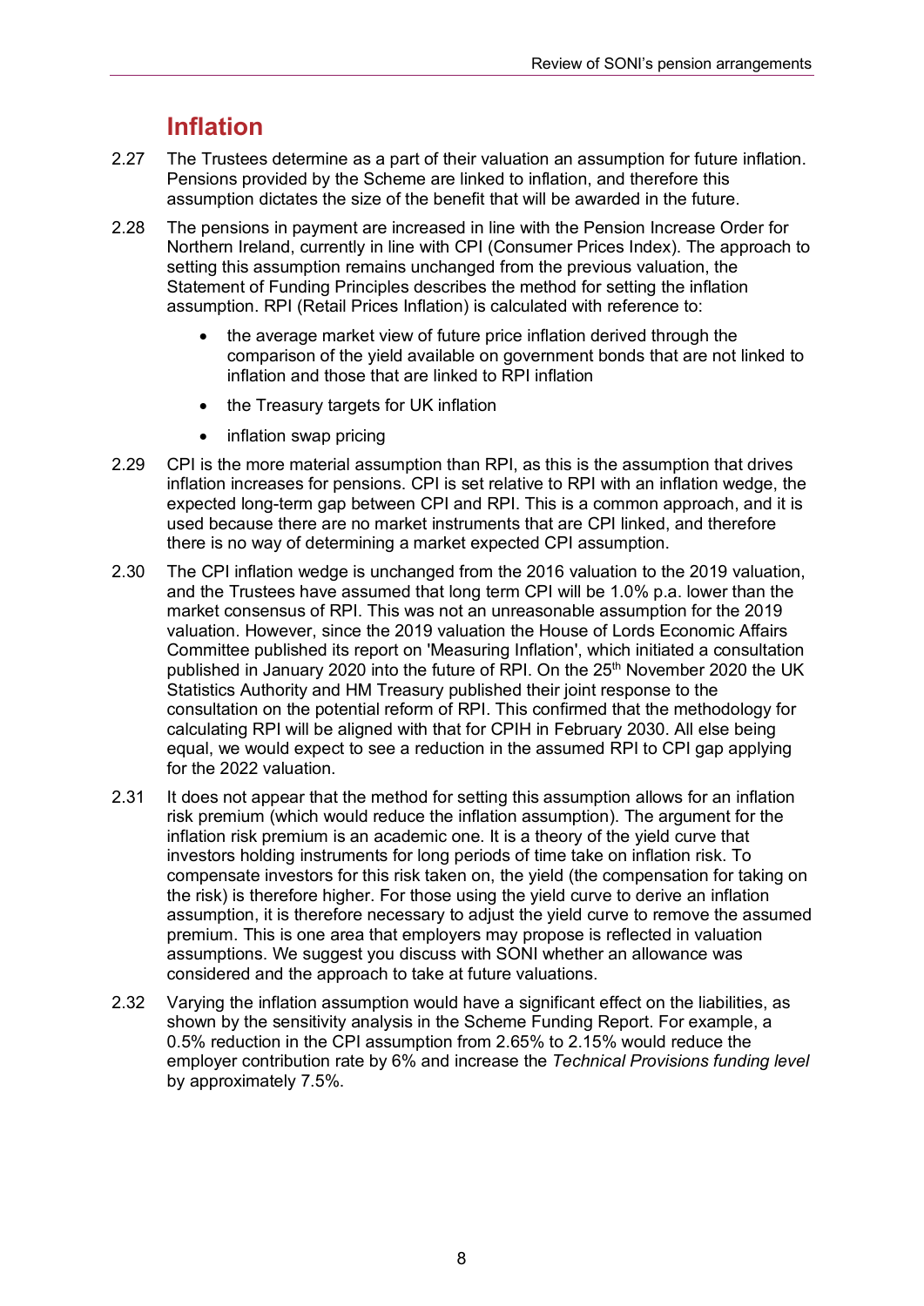## Inflation

2.27 The Trustees determine as a part of their valuation an assumption for future inflation. Pensions provided by the Scheme are linked to inflation, and therefore this assumption dictates the size of the benefit that will be awarded in the future.

2.28 The pensions in payment are increased in line with the Pension Increase Order for Northern Ireland, currently in line with CPI (Consumer Prices Index). The approach to setting this assumption remains unchanged from the previous valuation, the Statement of Funding Principles describes the method for setting the inflation assumption. RPI (Retail Prices Inflation) is calculated with reference to:

- the average market view of future price inflation derived through the comparison of the yield available on government bonds that are not linked to inflation and those that are linked to RPI inflation
- the Treasury targets for UK inflation
- inflation swap pricing

2.29 CPI is the more material assumption than RPI, as this is the assumption that drives inflation increases for pensions. CPI is set relative to RPI with an inflation wedge, the expected long-term gap between CPI and RPI. This is a common approach, and it is used because there are no market instruments that are CPI linked, and therefore there is no way of determining a market expected CPI assumption.

2.30 The CPI inflation wedge is unchanged from the 2016 valuation to the 2019 valuation, and the Trustees have assumed that long term CPI will be 1.0% p.a. lower than the market consensus of RPI. This was not an unreasonable assumption for the 2019 valuation. However, since the 2019 valuation the House of Lords Economic Affairs Committee published its report on 'Measuring Inflation', which initiated a consultation published in January 2020 into the future of RPI. On the 25th November 2020 the UK Statistics Authority and HM Treasury published their joint response to the consultation on the potential reform of RPI. This confirmed that the methodology for calculating RPI will be aligned with that for CPIH in February 2030. All else being equal, we would expect to see a reduction in the assumed RPI to CPI gap applying for the 2022 valuation.

2.31 It does not appear that the method for setting this assumption allows for an inflation risk premium (which would reduce the inflation assumption). The argument for the inflation risk premium is an academic one. It is a theory of the yield curve that investors holding instruments for long periods of time take on inflation risk. To compensate investors for this risk taken on, the yield (the compensation for taking on the risk) is therefore higher. For those using the yield curve to derive an inflation assumption, it is therefore necessary to adjust the yield curve to remove the assumed premium. This is one area that employers may propose is reflected in valuation assumptions. We suggest you discuss with SONI whether an allowance was considered and the approach to take at future valuations.

2.32 Varying the inflation assumption would have a significant effect on the liabilities, as shown by the sensitivity analysis in the Scheme Funding Report. For example, a 0.5% reduction in the CPI assumption from 2.65% to 2.15% would reduce the employer contribution rate by 6% and increase the *Technical Provisions funding level* by approximately 7.5%.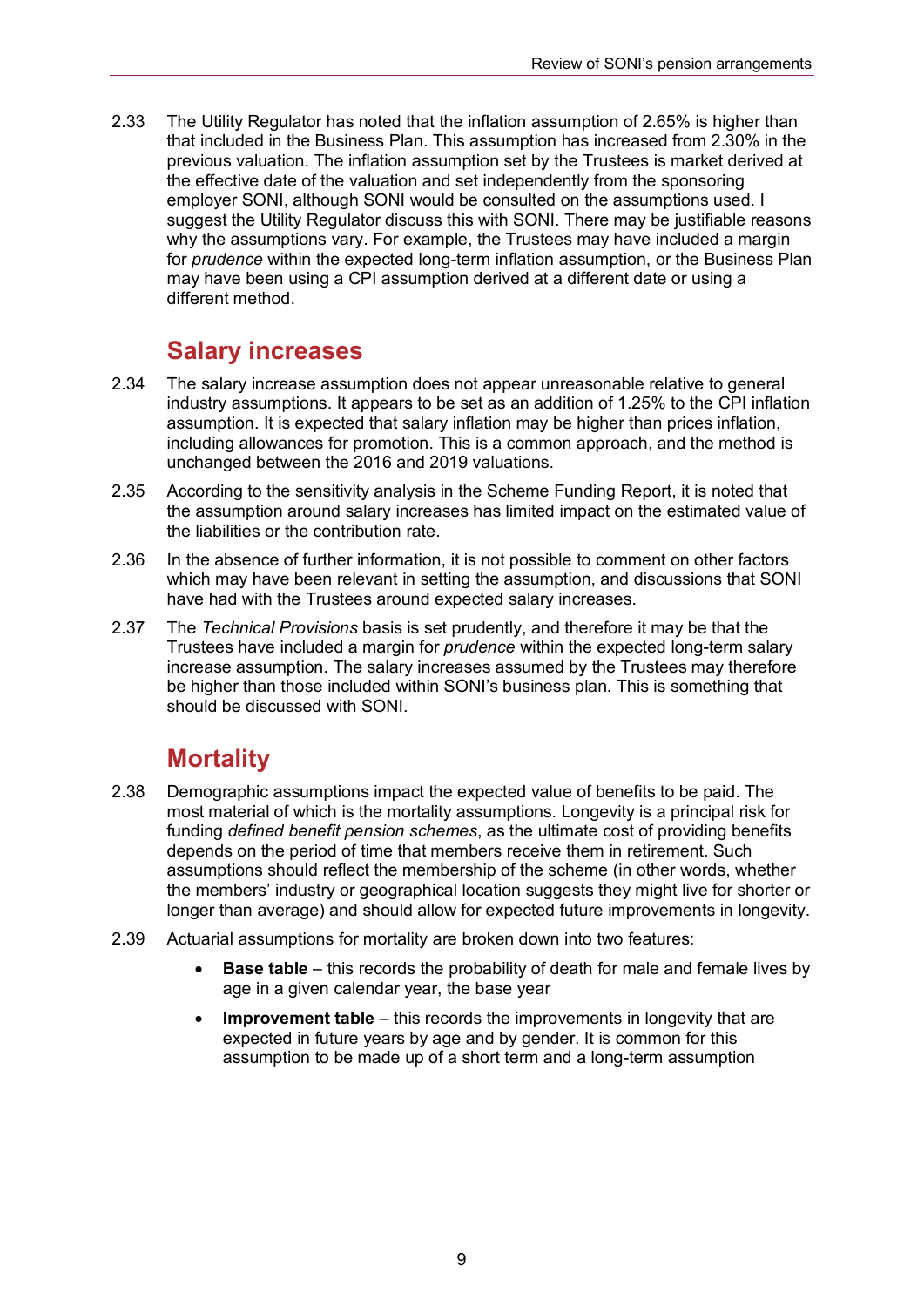2.33 The Utility Regulator has noted that the inflation assumption of 2.65% is higher than that included in the Business Plan. This assumption has increased from 2.30% in the previous valuation. The inflation assumption set by the Trustees is market derived at the effective date of the valuation and set independently from the sponsoring employer SONI, although SONI would be consulted on the assumptions used. I suggest the Utility Regulator discuss this with SONI. There may be justifiable reasons why the assumptions vary. For example, the Trustees may have included a margin for *prudence* within the expected long-term inflation assumption, or the Business Plan may have been using a CPI assumption derived at a different date or using a different method.

## Salary increases

2.34 The salary increase assumption does not appear unreasonable relative to general industry assumptions. It appears to be set as an addition of 1.25% to the CPI inflation assumption. It is expected that salary inflation may be higher than prices inflation, including allowances for promotion. This is a common approach, and the method is unchanged between the 2016 and 2019 valuations.

2.35 According to the sensitivity analysis in the Scheme Funding Report, it is noted that the assumption around salary increases has limited impact on the estimated value of the liabilities or the contribution rate.

2.36 In the absence of further information, it is not possible to comment on other factors which may have been relevant in setting the assumption, and discussions that SONI have had with the Trustees around expected salary increases.

2.37 The *Technical Provisions* basis is set prudently, and therefore it may be that the Trustees have included a margin for *prudence* within the expected long-term salary increase assumption. The salary increases assumed by the Trustees may therefore be higher than those included within SONI's business plan. This is something that should be discussed with SONI.

## Mortality

2.38 Demographic assumptions impact the expected value of benefits to be paid. The most material of which is the mortality assumptions. Longevity is a principal risk for funding *defined benefit pension schemes*, as the ultimate cost of providing benefits depends on the period of time that members receive them in retirement. Such assumptions should reflect the membership of the scheme (in other words, whether the members' industry or geographical location suggests they might live for shorter or longer than average) and should allow for expected future improvements in longevity.

2.39 Actuarial assumptions for mortality are broken down into two features:

- **Base table** – this records the probability of death for male and female lives by age in a given calendar year, the base year
- **Improvement table** – this records the improvements in longevity that are expected in future years by age and by gender. It is common for this assumption to be made up of a short term and a long-term assumption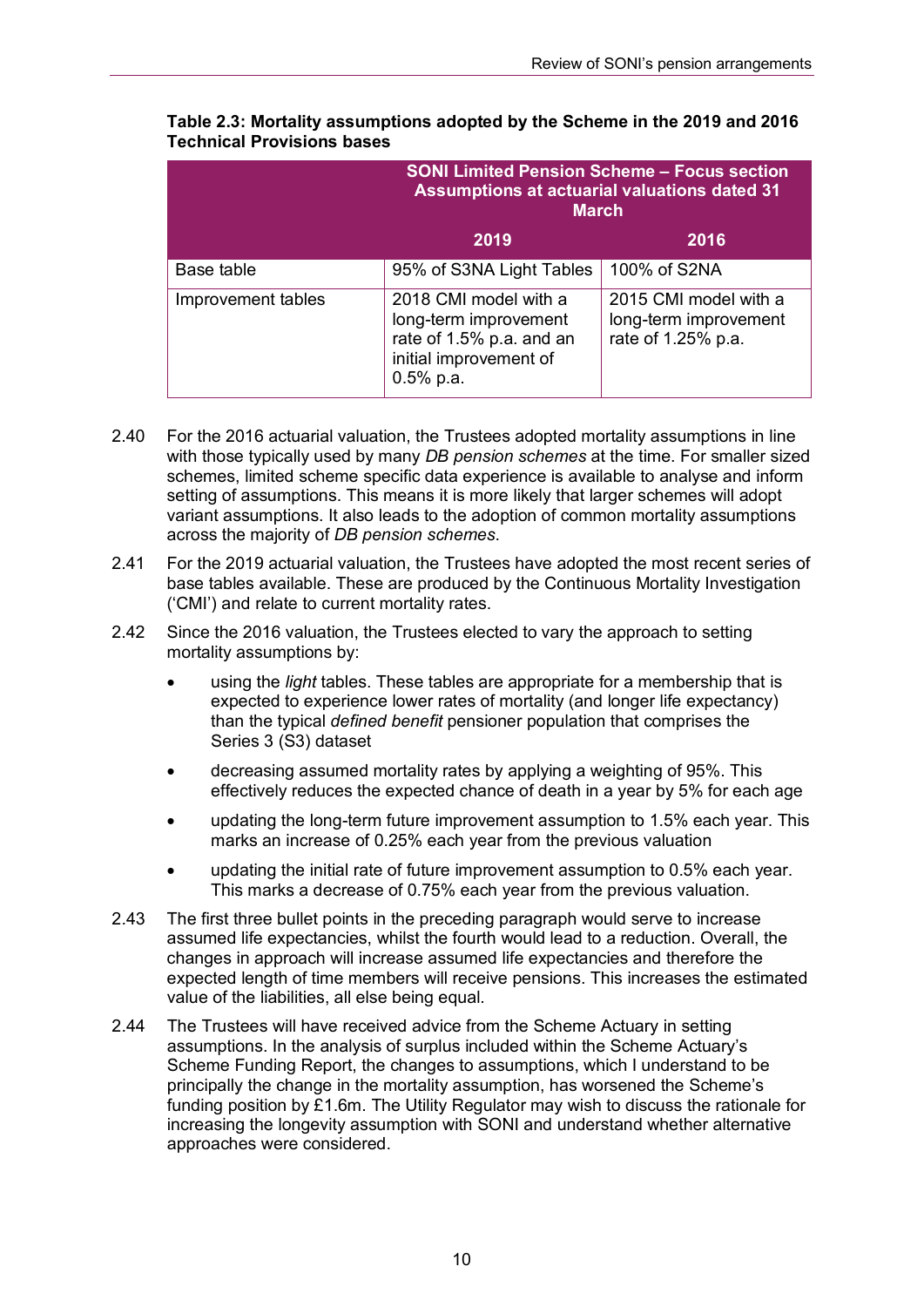**Table 2.3: Mortality assumptions adopted by the Scheme in the 2019 and 2016 Technical Provisions bases**

| | SONI Limited Pension Scheme – Focus section Assumptions at actuarial valuations dated 31 March | |
|---|---|---|
| | **2019** | **2016** |
| Base table | 95% of S3NA Light Tables | 100% of S2NA |
| Improvement tables | 2018 CMI model with a long-term improvement rate of 1.5% p.a. and an initial improvement of 0.5% p.a. | 2015 CMI model with a long-term improvement rate of 1.25% p.a. |

2.40 For the 2016 actuarial valuation, the Trustees adopted mortality assumptions in line with those typically used by many *DB pension schemes* at the time. For smaller sized schemes, limited scheme specific data experience is available to analyse and inform setting of assumptions. This means it is more likely that larger schemes will adopt variant assumptions. It also leads to the adoption of common mortality assumptions across the majority of *DB pension schemes*.

2.41 For the 2019 actuarial valuation, the Trustees have adopted the most recent series of base tables available. These are produced by the Continuous Mortality Investigation ('CMI') and relate to current mortality rates.

2.42 Since the 2016 valuation, the Trustees elected to vary the approach to setting mortality assumptions by:

- using the *light* tables. These tables are appropriate for a membership that is expected to experience lower rates of mortality (and longer life expectancy) than the typical *defined benefit* pensioner population that comprises the Series 3 (S3) dataset
- decreasing assumed mortality rates by applying a weighting of 95%. This effectively reduces the expected chance of death in a year by 5% for each age
- updating the long-term future improvement assumption to 1.5% each year. This marks an increase of 0.25% each year from the previous valuation
- updating the initial rate of future improvement assumption to 0.5% each year. This marks a decrease of 0.75% each year from the previous valuation.

2.43 The first three bullet points in the preceding paragraph would serve to increase assumed life expectancies, whilst the fourth would lead to a reduction. Overall, the changes in approach will increase assumed life expectancies and therefore the expected length of time members will receive pensions. This increases the estimated value of the liabilities, all else being equal.

2.44 The Trustees will have received advice from the Scheme Actuary in setting assumptions. In the analysis of surplus included within the Scheme Actuary's Scheme Funding Report, the changes to assumptions, which I understand to be principally the change in the mortality assumption, has worsened the Scheme's funding position by £1.6m. The Utility Regulator may wish to discuss the rationale for increasing the longevity assumption with SONI and understand whether alternative approaches were considered.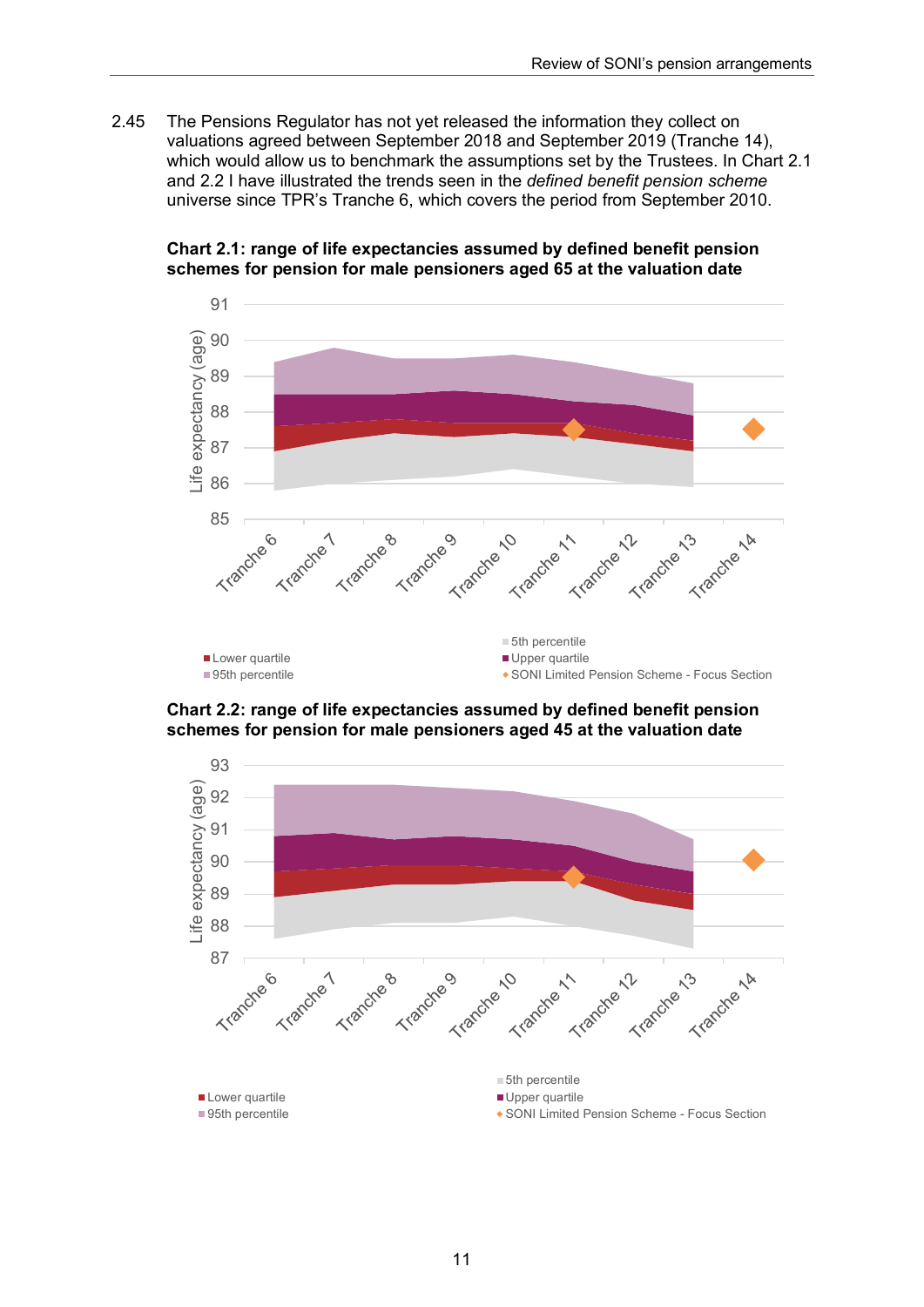2.45 The Pensions Regulator has not yet released the information they collect on valuations agreed between September 2018 and September 2019 (Tranche 14), which would allow us to benchmark the assumptions set by the Trustees. In Chart 2.1 and 2.2 I have illustrated the trends seen in the *defined benefit pension scheme* universe since TPR's Tranche 6, which covers the period from September 2010.

**Chart 2.1: range of life expectancies assumed by defined benefit pension schemes for pension for male pensioners aged 65 at the valuation date**

Life expectancy (age)

91
90
89
88
87
86
85

Tranche 6
Tranche 7
Tranche 8
Tranche 9
Tranche 10
Tranche 11
Tranche 12
Tranche 13
Tranche 14

Lower quartile
95th percentile
5th percentile
Upper quartile
SONI Limited Pension Scheme - Focus Section

**Chart 2.2: range of life expectancies assumed by defined benefit pension schemes for pension for male pensioners aged 45 at the valuation date**

Life expectancy (age)

93
92
91
90
89
88
87

Tranche 6
Tranche 7
Tranche 8
Tranche 9
Tranche 10
Tranche 11
Tranche 12
Tranche 13
Tranche 14

Lower quartile
95th percentile
5th percentile
Upper quartile
SONI Limited Pension Scheme - Focus Section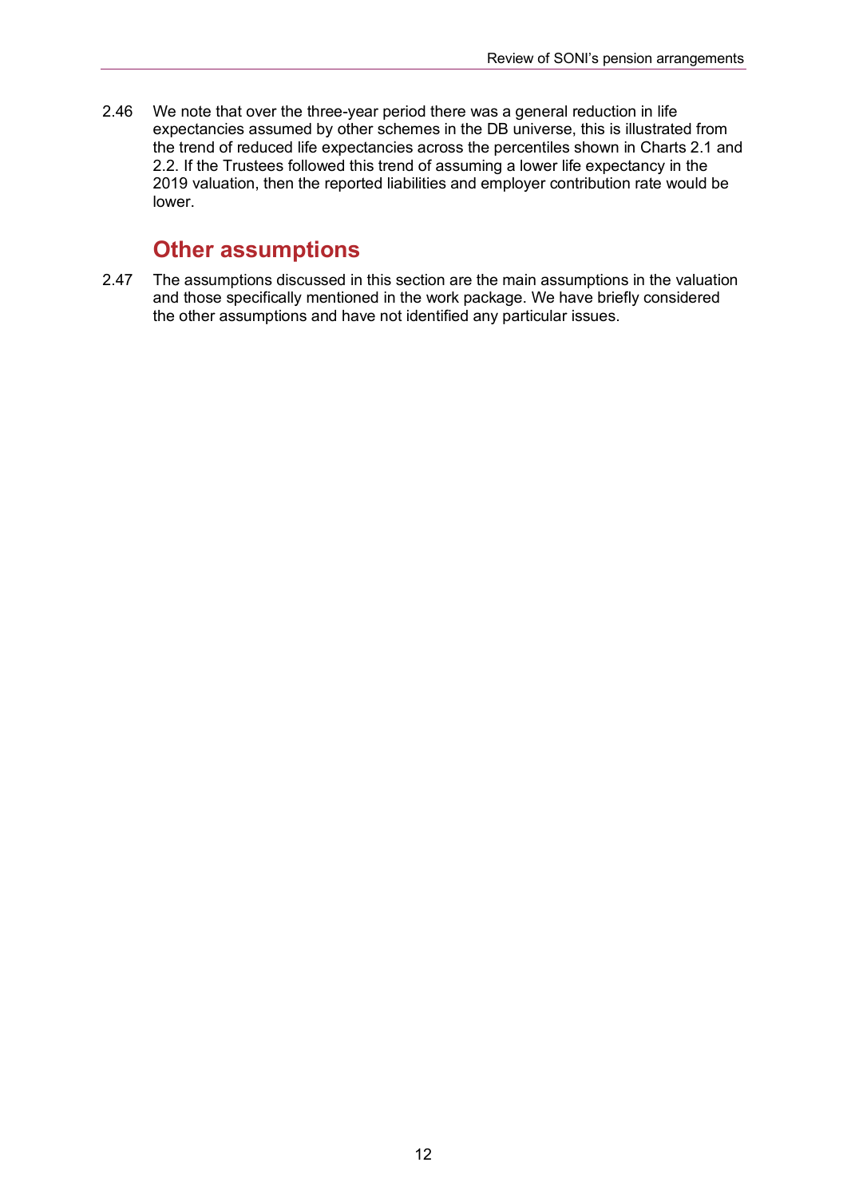2.46 We note that over the three-year period there was a general reduction in life expectancies assumed by other schemes in the DB universe, this is illustrated from the trend of reduced life expectancies across the percentiles shown in Charts 2.1 and 2.2. If the Trustees followed this trend of assuming a lower life expectancy in the 2019 valuation, then the reported liabilities and employer contribution rate would be lower.

## Other assumptions

2.47 The assumptions discussed in this section are the main assumptions in the valuation and those specifically mentioned in the work package. We have briefly considered the other assumptions and have not identified any particular issues.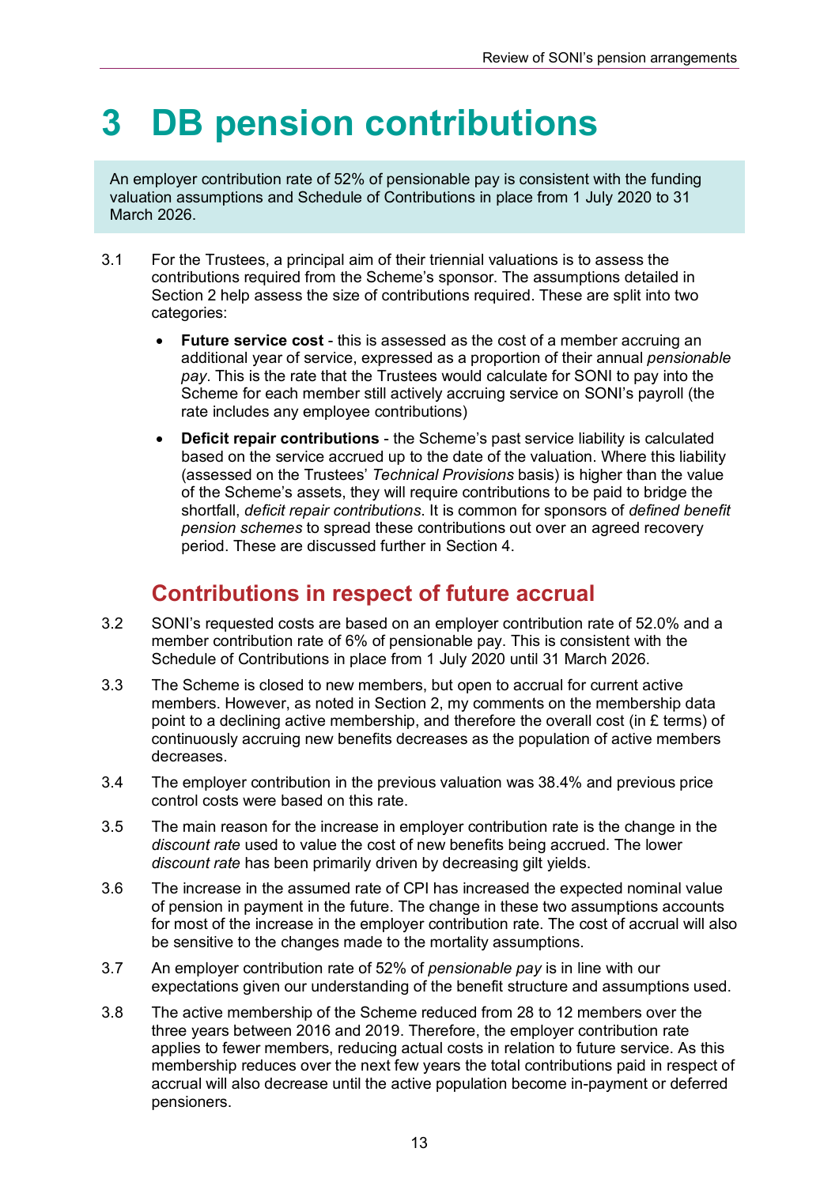# 3 DB pension contributions

An employer contribution rate of 52% of pensionable pay is consistent with the funding valuation assumptions and Schedule of Contributions in place from 1 July 2020 to 31 March 2026.

3.1 For the Trustees, a principal aim of their triennial valuations is to assess the contributions required from the Scheme's sponsor. The assumptions detailed in Section 2 help assess the size of contributions required. These are split into two categories:

- **Future service cost** - this is assessed as the cost of a member accruing an additional year of service, expressed as a proportion of their annual *pensionable pay*. This is the rate that the Trustees would calculate for SONI to pay into the Scheme for each member still actively accruing service on SONI's payroll (the rate includes any employee contributions)
- **Deficit repair contributions** - the Scheme's past service liability is calculated based on the service accrued up to the date of the valuation. Where this liability (assessed on the Trustees' *Technical Provisions* basis) is higher than the value of the Scheme's assets, they will require contributions to be paid to bridge the shortfall, *deficit repair contributions*. It is common for sponsors of *defined benefit pension schemes* to spread these contributions out over an agreed recovery period. These are discussed further in Section 4.

## Contributions in respect of future accrual

3.2 SONI's requested costs are based on an employer contribution rate of 52.0% and a member contribution rate of 6% of pensionable pay. This is consistent with the Schedule of Contributions in place from 1 July 2020 until 31 March 2026.

3.3 The Scheme is closed to new members, but open to accrual for current active members. However, as noted in Section 2, my comments on the membership data point to a declining active membership, and therefore the overall cost (in £ terms) of continuously accruing new benefits decreases as the population of active members decreases.

3.4 The employer contribution in the previous valuation was 38.4% and previous price control costs were based on this rate.

3.5 The main reason for the increase in employer contribution rate is the change in the *discount rate* used to value the cost of new benefits being accrued. The lower *discount rate* has been primarily driven by decreasing gilt yields.

3.6 The increase in the assumed rate of CPI has increased the expected nominal value of pension in payment in the future. The change in these two assumptions accounts for most of the increase in the employer contribution rate. The cost of accrual will also be sensitive to the changes made to the mortality assumptions.

3.7 An employer contribution rate of 52% of *pensionable pay* is in line with our expectations given our understanding of the benefit structure and assumptions used.

3.8 The active membership of the Scheme reduced from 28 to 12 members over the three years between 2016 and 2019. Therefore, the employer contribution rate applies to fewer members, reducing actual costs in relation to future service. As this membership reduces over the next few years the total contributions paid in respect of accrual will also decrease until the active population become in-payment or deferred pensioners.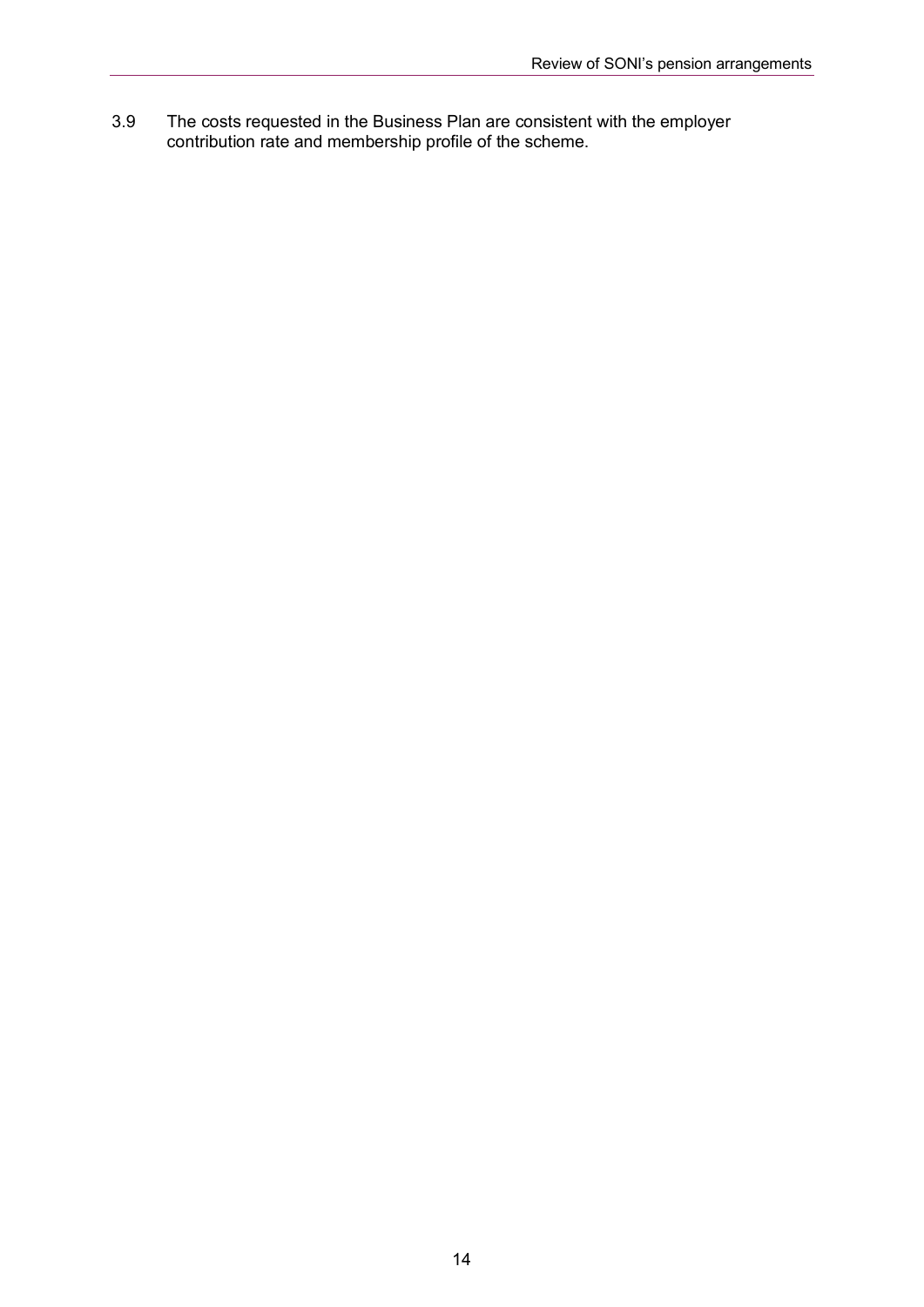3.9 The costs requested in the Business Plan are consistent with the employer contribution rate and membership profile of the scheme.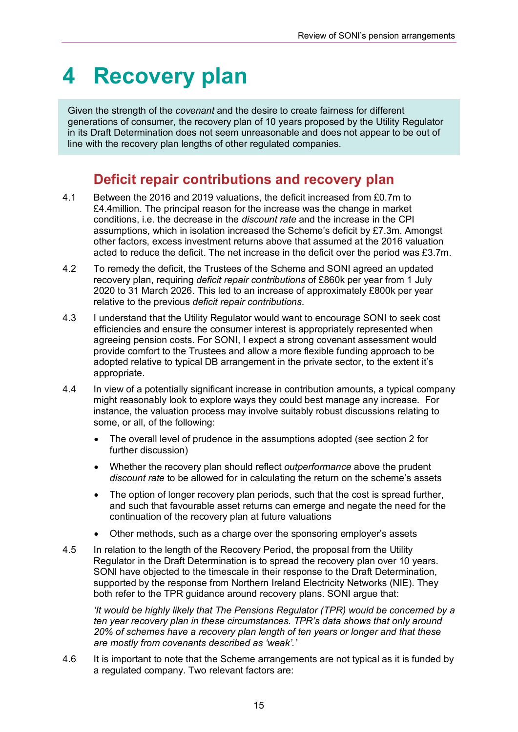# 4 Recovery plan

Given the strength of the *covenant* and the desire to create fairness for different generations of consumer, the recovery plan of 10 years proposed by the Utility Regulator in its Draft Determination does not seem unreasonable and does not appear to be out of line with the recovery plan lengths of other regulated companies.

## Deficit repair contributions and recovery plan

4.1 Between the 2016 and 2019 valuations, the deficit increased from £0.7m to £4.4million. The principal reason for the increase was the change in market conditions, i.e. the decrease in the *discount rate* and the increase in the CPI assumptions, which in isolation increased the Scheme's deficit by £7.3m. Amongst other factors, excess investment returns above that assumed at the 2016 valuation acted to reduce the deficit. The net increase in the deficit over the period was £3.7m.

4.2 To remedy the deficit, the Trustees of the Scheme and SONI agreed an updated recovery plan, requiring *deficit repair contributions* of £860k per year from 1 July 2020 to 31 March 2026. This led to an increase of approximately £800k per year relative to the previous *deficit repair contributions*.

4.3 I understand that the Utility Regulator would want to encourage SONI to seek cost efficiencies and ensure the consumer interest is appropriately represented when agreeing pension costs. For SONI, I expect a strong covenant assessment would provide comfort to the Trustees and allow a more flexible funding approach to be adopted relative to typical DB arrangement in the private sector, to the extent it's appropriate.

4.4 In view of a potentially significant increase in contribution amounts, a typical company might reasonably look to explore ways they could best manage any increase. For instance, the valuation process may involve suitably robust discussions relating to some, or all, of the following:

- The overall level of prudence in the assumptions adopted (see section 2 for further discussion)
- Whether the recovery plan should reflect *outperformance* above the prudent *discount rate* to be allowed for in calculating the return on the scheme's assets
- The option of longer recovery plan periods, such that the cost is spread further, and such that favourable asset returns can emerge and negate the need for the continuation of the recovery plan at future valuations
- Other methods, such as a charge over the sponsoring employer's assets

4.5 In relation to the length of the Recovery Period, the proposal from the Utility Regulator in the Draft Determination is to spread the recovery plan over 10 years. SONI have objected to the timescale in their response to the Draft Determination, supported by the response from Northern Ireland Electricity Networks (NIE). They both refer to the TPR guidance around recovery plans. SONI argue that:

*'It would be highly likely that The Pensions Regulator (TPR) would be concerned by a ten year recovery plan in these circumstances. TPR's data shows that only around 20% of schemes have a recovery plan length of ten years or longer and that these are mostly from covenants described as 'weak'.'*

4.6 It is important to note that the Scheme arrangements are not typical as it is funded by a regulated company. Two relevant factors are: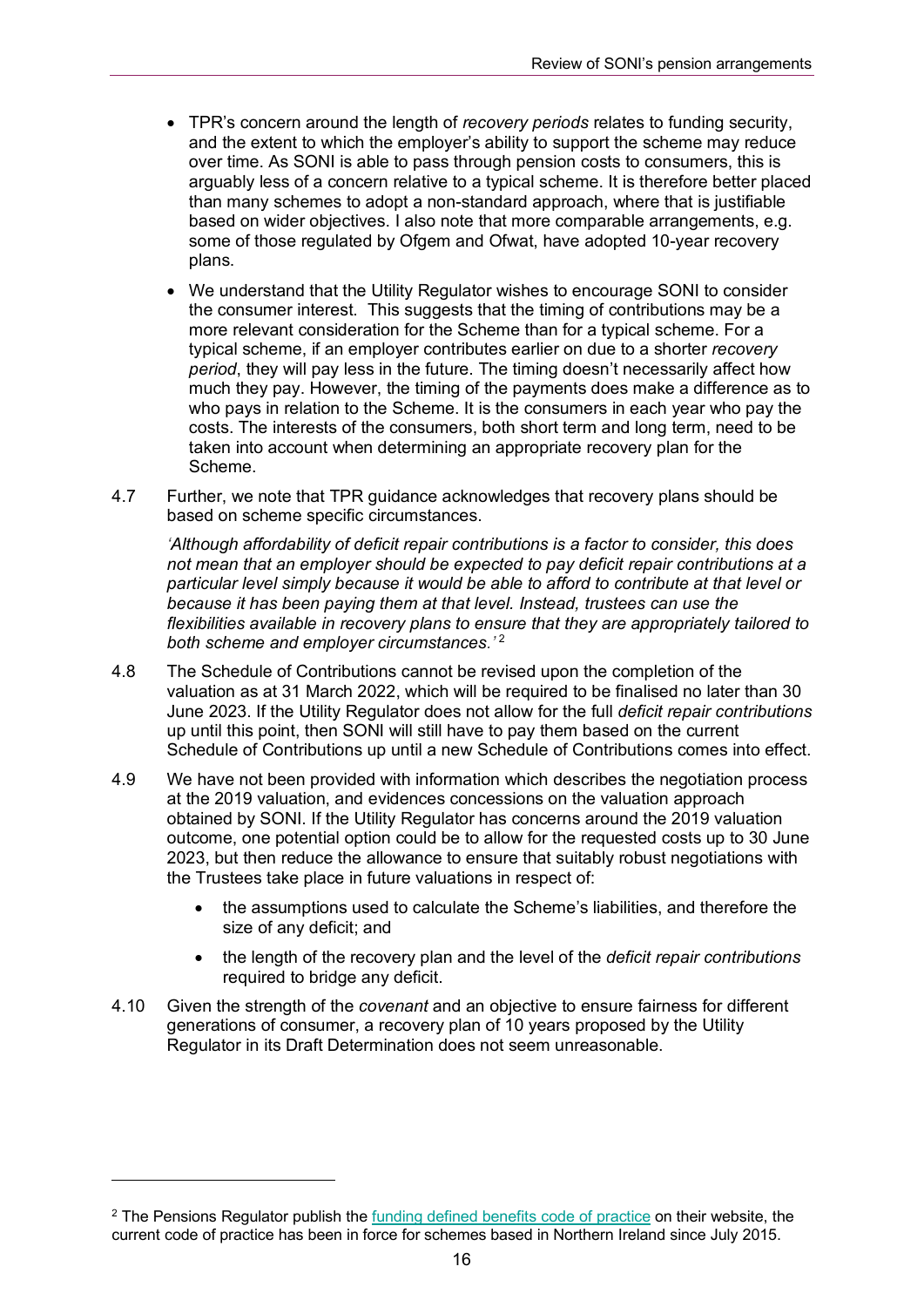- TPR's concern around the length of *recovery periods* relates to funding security, and the extent to which the employer's ability to support the scheme may reduce over time. As SONI is able to pass through pension costs to consumers, this is arguably less of a concern relative to a typical scheme. It is therefore better placed than many schemes to adopt a non-standard approach, where that is justifiable based on wider objectives. I also note that more comparable arrangements, e.g. some of those regulated by Ofgem and Ofwat, have adopted 10-year recovery plans.
- We understand that the Utility Regulator wishes to encourage SONI to consider the consumer interest. This suggests that the timing of contributions may be a more relevant consideration for the Scheme than for a typical scheme. For a typical scheme, if an employer contributes earlier on due to a shorter *recovery period*, they will pay less in the future. The timing doesn't necessarily affect how much they pay. However, the timing of the payments does make a difference as to who pays in relation to the Scheme. It is the consumers in each year who pay the costs. The interests of the consumers, both short term and long term, need to be taken into account when determining an appropriate recovery plan for the Scheme.

4.7 Further, we note that TPR guidance acknowledges that recovery plans should be based on scheme specific circumstances.

*'Although affordability of deficit repair contributions is a factor to consider, this does not mean that an employer should be expected to pay deficit repair contributions at a particular level simply because it would be able to afford to contribute at that level or because it has been paying them at that level. Instead, trustees can use the flexibilities available in recovery plans to ensure that they are appropriately tailored to both scheme and employer circumstances.'* [2]

4.8 The Schedule of Contributions cannot be revised upon the completion of the valuation as at 31 March 2022, which will be required to be finalised no later than 30 June 2023. If the Utility Regulator does not allow for the full *deficit repair contributions* up until this point, then SONI will still have to pay them based on the current Schedule of Contributions up until a new Schedule of Contributions comes into effect.

4.9 We have not been provided with information which describes the negotiation process at the 2019 valuation, and evidences concessions on the valuation approach obtained by SONI. If the Utility Regulator has concerns around the 2019 valuation outcome, one potential option could be to allow for the requested costs up to 30 June 2023, but then reduce the allowance to ensure that suitably robust negotiations with the Trustees take place in future valuations in respect of:

- the assumptions used to calculate the Scheme's liabilities, and therefore the size of any deficit; and
- the length of the recovery plan and the level of the *deficit repair contributions* required to bridge any deficit.

4.10 Given the strength of the *covenant* and an objective to ensure fairness for different generations of consumer, a recovery plan of 10 years proposed by the Utility Regulator in its Draft Determination does not seem unreasonable.

[2] The Pensions Regulator publish the funding defined benefits code of practice on their website, the current code of practice has been in force for schemes based in Northern Ireland since July 2015.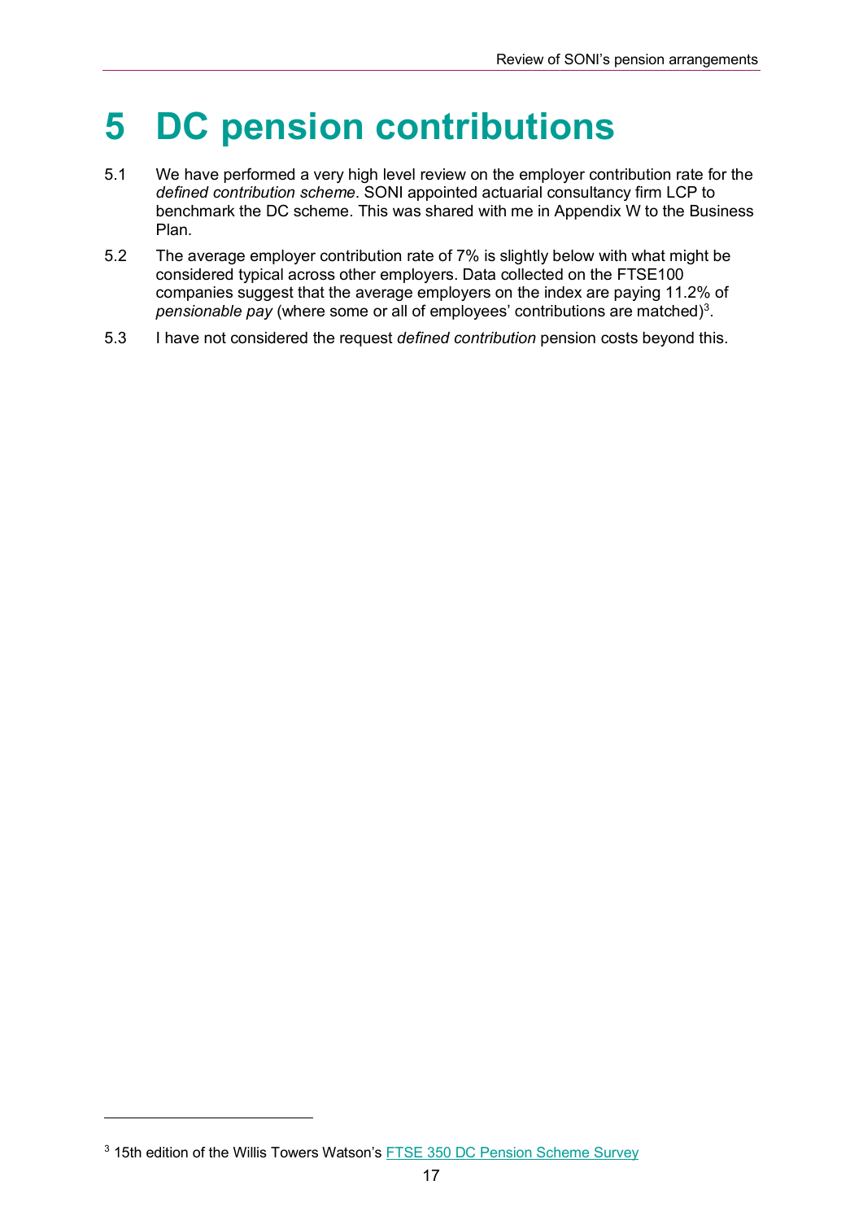# 5 DC pension contributions

5.1 We have performed a very high level review on the employer contribution rate for the *defined contribution scheme*. SONI appointed actuarial consultancy firm LCP to benchmark the DC scheme. This was shared with me in Appendix W to the Business Plan.

5.2 The average employer contribution rate of 7% is slightly below with what might be considered typical across other employers. Data collected on the FTSE100 companies suggest that the average employers on the index are paying 11.2% of *pensionable pay* (where some or all of employees' contributions are matched)[3].

5.3 I have not considered the request *defined contribution* pension costs beyond this.

---

[3] 15th edition of the Willis Towers Watson's FTSE 350 DC Pension Scheme Survey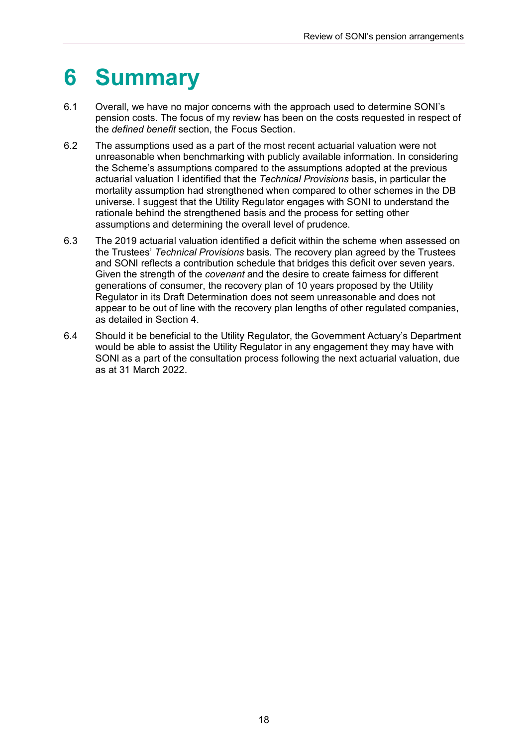# 6 Summary

6.1 Overall, we have no major concerns with the approach used to determine SONI's pension costs. The focus of my review has been on the costs requested in respect of the *defined benefit* section, the Focus Section.

6.2 The assumptions used as a part of the most recent actuarial valuation were not unreasonable when benchmarking with publicly available information. In considering the Scheme's assumptions compared to the assumptions adopted at the previous actuarial valuation I identified that the *Technical Provisions* basis, in particular the mortality assumption had strengthened when compared to other schemes in the DB universe. I suggest that the Utility Regulator engages with SONI to understand the rationale behind the strengthened basis and the process for setting other assumptions and determining the overall level of prudence.

6.3 The 2019 actuarial valuation identified a deficit within the scheme when assessed on the Trustees' *Technical Provisions* basis. The recovery plan agreed by the Trustees and SONI reflects a contribution schedule that bridges this deficit over seven years. Given the strength of the *covenant* and the desire to create fairness for different generations of consumer, the recovery plan of 10 years proposed by the Utility Regulator in its Draft Determination does not seem unreasonable and does not appear to be out of line with the recovery plan lengths of other regulated companies, as detailed in Section 4.

6.4 Should it be beneficial to the Utility Regulator, the Government Actuary's Department would be able to assist the Utility Regulator in any engagement they may have with SONI as a part of the consultation process following the next actuarial valuation, due as at 31 March 2022.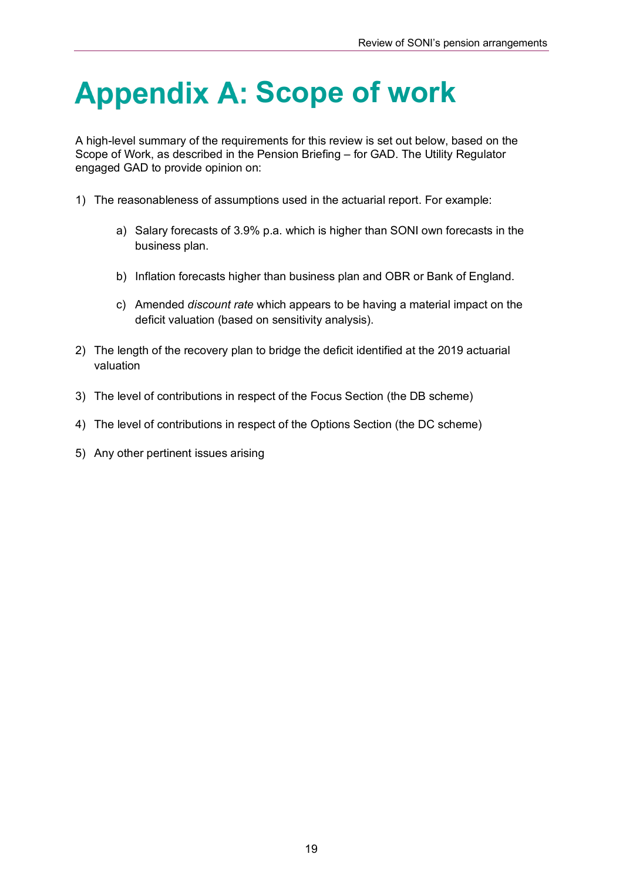# Appendix A: Scope of work

A high-level summary of the requirements for this review is set out below, based on the Scope of Work, as described in the Pension Briefing – for GAD. The Utility Regulator engaged GAD to provide opinion on:

1) The reasonableness of assumptions used in the actuarial report. For example:

    a) Salary forecasts of 3.9% p.a. which is higher than SONI own forecasts in the business plan.

    b) Inflation forecasts higher than business plan and OBR or Bank of England.

    c) Amended *discount rate* which appears to be having a material impact on the deficit valuation (based on sensitivity analysis).

2) The length of the recovery plan to bridge the deficit identified at the 2019 actuarial valuation

3) The level of contributions in respect of the Focus Section (the DB scheme)

4) The level of contributions in respect of the Options Section (the DC scheme)

5) Any other pertinent issues arising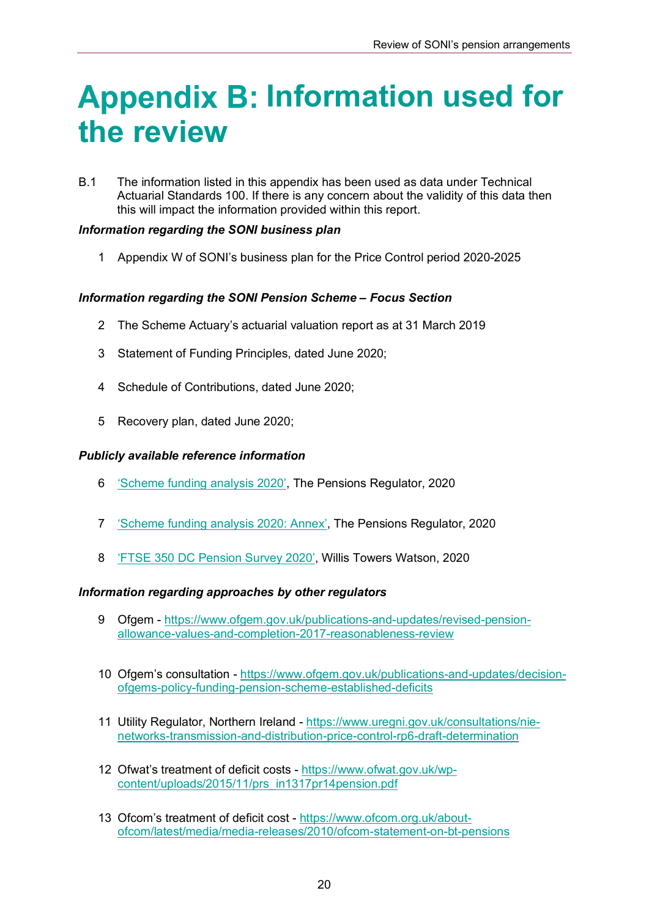# Appendix B: Information used for the review

B.1 The information listed in this appendix has been used as data under Technical Actuarial Standards 100. If there is any concern about the validity of this data then this will impact the information provided within this report.

***Information regarding the SONI business plan***

1. Appendix W of SONI's business plan for the Price Control period 2020-2025

***Information regarding the SONI Pension Scheme – Focus Section***

2. The Scheme Actuary's actuarial valuation report as at 31 March 2019
3. Statement of Funding Principles, dated June 2020;
4. Schedule of Contributions, dated June 2020;
5. Recovery plan, dated June 2020;

***Publicly available reference information***

6. 'Scheme funding analysis 2020', The Pensions Regulator, 2020
7. 'Scheme funding analysis 2020: Annex', The Pensions Regulator, 2020
8. 'FTSE 350 DC Pension Survey 2020', Willis Towers Watson, 2020

***Information regarding approaches by other regulators***

9. Ofgem - https://www.ofgem.gov.uk/publications-and-updates/revised-pension-allowance-values-and-completion-2017-reasonableness-review
10. Ofgem's consultation - https://www.ofgem.gov.uk/publications-and-updates/decision-ofgems-policy-funding-pension-scheme-established-deficits
11. Utility Regulator, Northern Ireland - https://www.uregni.gov.uk/consultations/nie-networks-transmission-and-distribution-price-control-rp6-draft-determination
12. Ofwat's treatment of deficit costs - https://www.ofwat.gov.uk/wp-content/uploads/2015/11/prs_in1317pr14pension.pdf
13. Ofcom's treatment of deficit cost - https://www.ofcom.org.uk/about-ofcom/latest/media/media-releases/2010/ofcom-statement-on-bt-pensions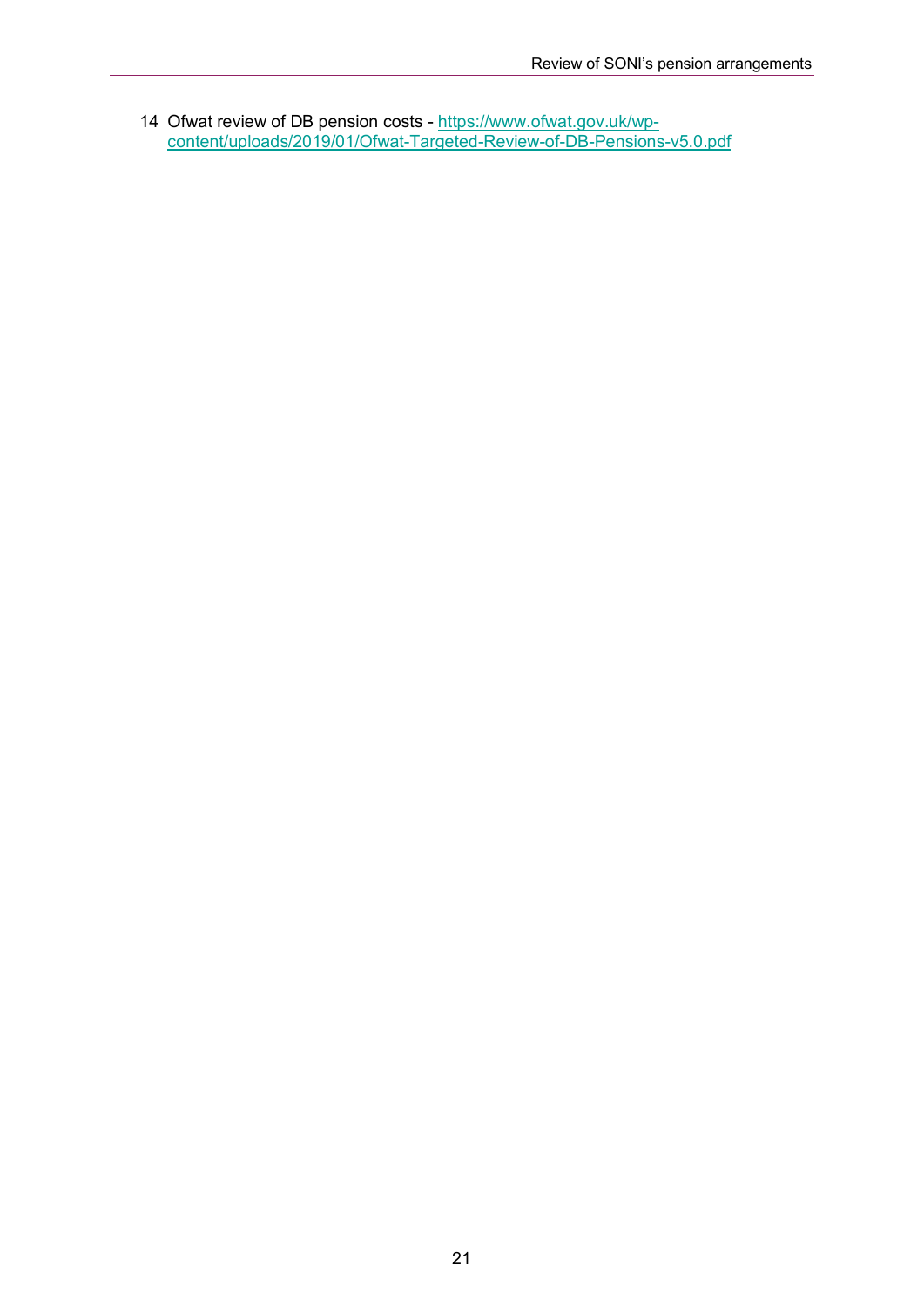14 Ofwat review of DB pension costs - https://www.ofwat.gov.uk/wp-content/uploads/2019/01/Ofwat-Targeted-Review-of-DB-Pensions-v5.0.pdf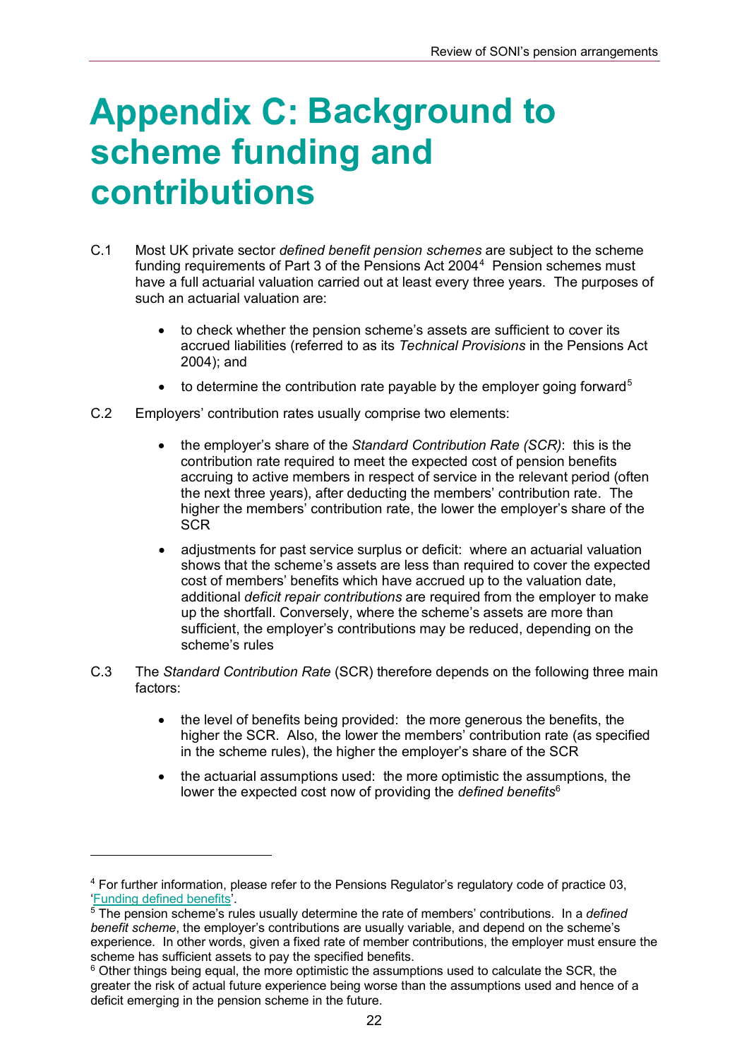# Appendix C: Background to scheme funding and contributions

C.1 Most UK private sector *defined benefit pension schemes* are subject to the scheme funding requirements of Part 3 of the Pensions Act 2004[4] Pension schemes must have a full actuarial valuation carried out at least every three years. The purposes of such an actuarial valuation are:

- to check whether the pension scheme's assets are sufficient to cover its accrued liabilities (referred to as its *Technical Provisions* in the Pensions Act 2004); and
- to determine the contribution rate payable by the employer going forward[5]

C.2 Employers' contribution rates usually comprise two elements:

- the employer's share of the *Standard Contribution Rate (SCR)*: this is the contribution rate required to meet the expected cost of pension benefits accruing to active members in respect of service in the relevant period (often the next three years), after deducting the members' contribution rate. The higher the members' contribution rate, the lower the employer's share of the SCR
- adjustments for past service surplus or deficit: where an actuarial valuation shows that the scheme's assets are less than required to cover the expected cost of members' benefits which have accrued up to the valuation date, additional *deficit repair contributions* are required from the employer to make up the shortfall. Conversely, where the scheme's assets are more than sufficient, the employer's contributions may be reduced, depending on the scheme's rules

C.3 The *Standard Contribution Rate* (SCR) therefore depends on the following three main factors:

- the level of benefits being provided: the more generous the benefits, the higher the SCR. Also, the lower the members' contribution rate (as specified in the scheme rules), the higher the employer's share of the SCR
- the actuarial assumptions used: the more optimistic the assumptions, the lower the expected cost now of providing the *defined benefits*[6]

---

[4] For further information, please refer to the Pensions Regulator's regulatory code of practice 03, 'Funding defined benefits'.

[5] The pension scheme's rules usually determine the rate of members' contributions. In a *defined benefit scheme*, the employer's contributions are usually variable, and depend on the scheme's experience. In other words, given a fixed rate of member contributions, the employer must ensure the scheme has sufficient assets to pay the specified benefits.

[6] Other things being equal, the more optimistic the assumptions used to calculate the SCR, the greater the risk of actual future experience being worse than the assumptions used and hence of a deficit emerging in the pension scheme in the future.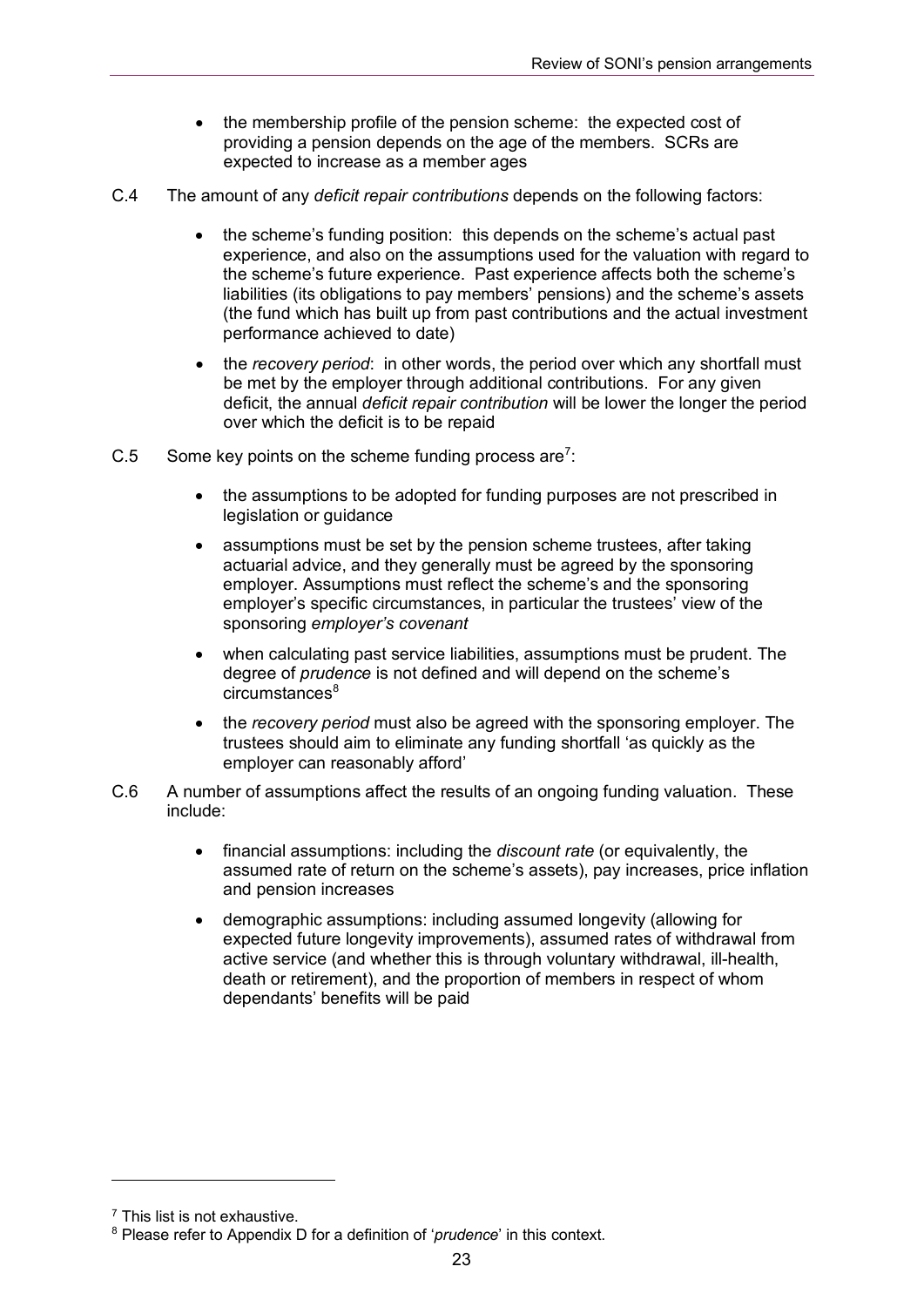- the membership profile of the pension scheme: the expected cost of providing a pension depends on the age of the members. SCRs are expected to increase as a member ages

C.4 The amount of any *deficit repair contributions* depends on the following factors:

- the scheme's funding position: this depends on the scheme's actual past experience, and also on the assumptions used for the valuation with regard to the scheme's future experience. Past experience affects both the scheme's liabilities (its obligations to pay members' pensions) and the scheme's assets (the fund which has built up from past contributions and the actual investment performance achieved to date)
- the *recovery period*: in other words, the period over which any shortfall must be met by the employer through additional contributions. For any given deficit, the annual *deficit repair contribution* will be lower the longer the period over which the deficit is to be repaid

C.5 Some key points on the scheme funding process are[7]:

- the assumptions to be adopted for funding purposes are not prescribed in legislation or guidance
- assumptions must be set by the pension scheme trustees, after taking actuarial advice, and they generally must be agreed by the sponsoring employer. Assumptions must reflect the scheme's and the sponsoring employer's specific circumstances, in particular the trustees' view of the sponsoring *employer's covenant*
- when calculating past service liabilities, assumptions must be prudent. The degree of *prudence* is not defined and will depend on the scheme's circumstances[8]
- the *recovery period* must also be agreed with the sponsoring employer. The trustees should aim to eliminate any funding shortfall 'as quickly as the employer can reasonably afford'

C.6 A number of assumptions affect the results of an ongoing funding valuation. These include:

- financial assumptions: including the *discount rate* (or equivalently, the assumed rate of return on the scheme's assets), pay increases, price inflation and pension increases
- demographic assumptions: including assumed longevity (allowing for expected future longevity improvements), assumed rates of withdrawal from active service (and whether this is through voluntary withdrawal, ill-health, death or retirement), and the proportion of members in respect of whom dependants' benefits will be paid

---

[7] This list is not exhaustive.

[8] Please refer to Appendix D for a definition of '*prudence*' in this context.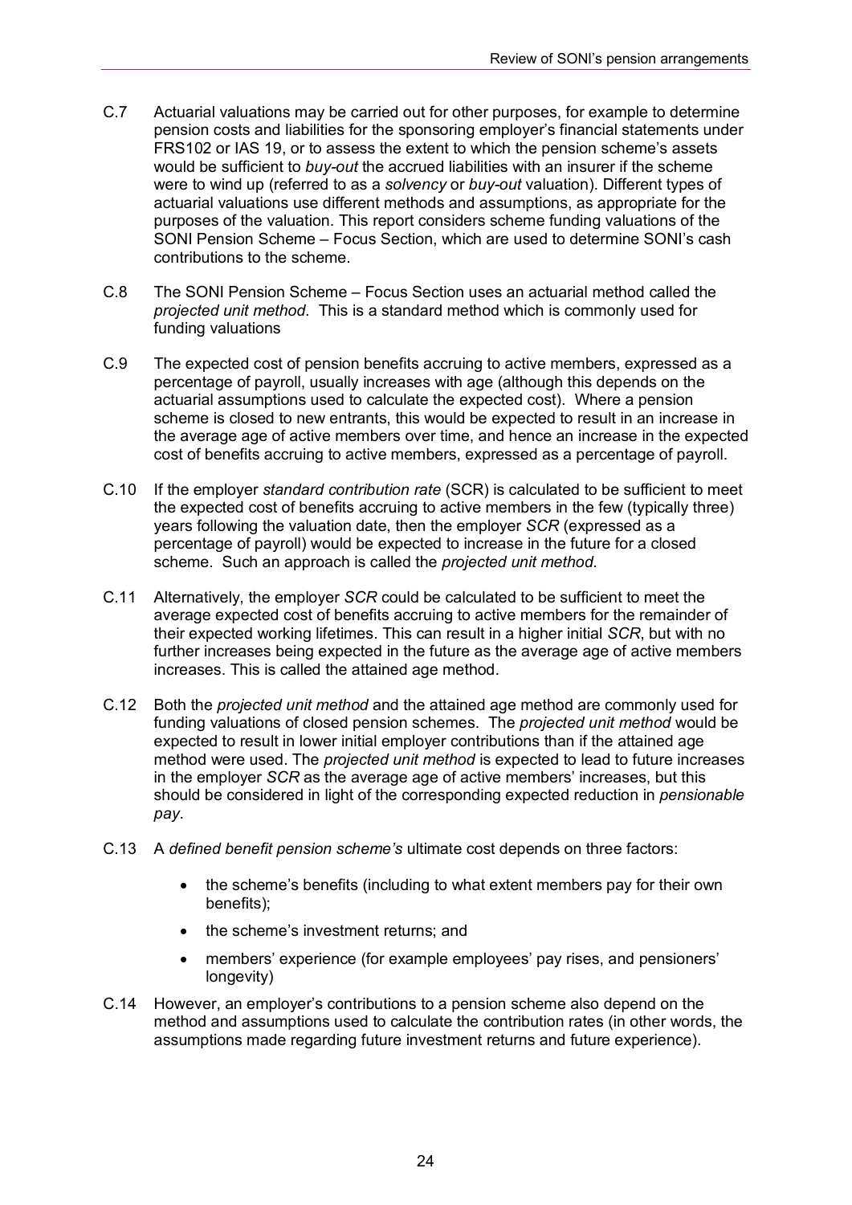C.7 Actuarial valuations may be carried out for other purposes, for example to determine pension costs and liabilities for the sponsoring employer's financial statements under FRS102 or IAS 19, or to assess the extent to which the pension scheme's assets would be sufficient to *buy-out* the accrued liabilities with an insurer if the scheme were to wind up (referred to as a *solvency* or *buy-out* valuation). Different types of actuarial valuations use different methods and assumptions, as appropriate for the purposes of the valuation. This report considers scheme funding valuations of the SONI Pension Scheme – Focus Section, which are used to determine SONI's cash contributions to the scheme.

C.8 The SONI Pension Scheme – Focus Section uses an actuarial method called the *projected unit method*. This is a standard method which is commonly used for funding valuations

C.9 The expected cost of pension benefits accruing to active members, expressed as a percentage of payroll, usually increases with age (although this depends on the actuarial assumptions used to calculate the expected cost). Where a pension scheme is closed to new entrants, this would be expected to result in an increase in the average age of active members over time, and hence an increase in the expected cost of benefits accruing to active members, expressed as a percentage of payroll.

C.10 If the employer *standard contribution rate* (SCR) is calculated to be sufficient to meet the expected cost of benefits accruing to active members in the few (typically three) years following the valuation date, then the employer *SCR* (expressed as a percentage of payroll) would be expected to increase in the future for a closed scheme. Such an approach is called the *projected unit method*.

C.11 Alternatively, the employer *SCR* could be calculated to be sufficient to meet the average expected cost of benefits accruing to active members for the remainder of their expected working lifetimes. This can result in a higher initial *SCR*, but with no further increases being expected in the future as the average age of active members increases. This is called the attained age method.

C.12 Both the *projected unit method* and the attained age method are commonly used for funding valuations of closed pension schemes. The *projected unit method* would be expected to result in lower initial employer contributions than if the attained age method were used. The *projected unit method* is expected to lead to future increases in the employer *SCR* as the average age of active members' increases, but this should be considered in light of the corresponding expected reduction in *pensionable pay*.

C.13 A *defined benefit pension scheme's* ultimate cost depends on three factors:

- the scheme's benefits (including to what extent members pay for their own benefits);
- the scheme's investment returns; and
- members' experience (for example employees' pay rises, and pensioners' longevity)

C.14 However, an employer's contributions to a pension scheme also depend on the method and assumptions used to calculate the contribution rates (in other words, the assumptions made regarding future investment returns and future experience).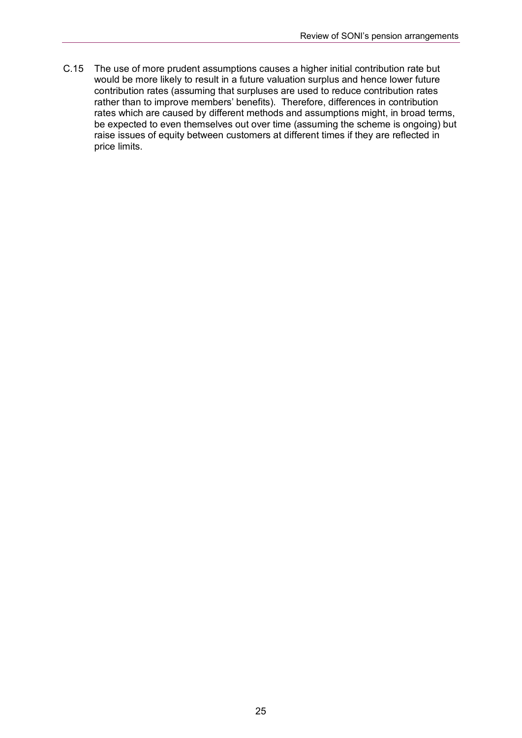C.15 The use of more prudent assumptions causes a higher initial contribution rate but would be more likely to result in a future valuation surplus and hence lower future contribution rates (assuming that surpluses are used to reduce contribution rates rather than to improve members' benefits). Therefore, differences in contribution rates which are caused by different methods and assumptions might, in broad terms, be expected to even themselves out over time (assuming the scheme is ongoing) but raise issues of equity between customers at different times if they are reflected in price limits.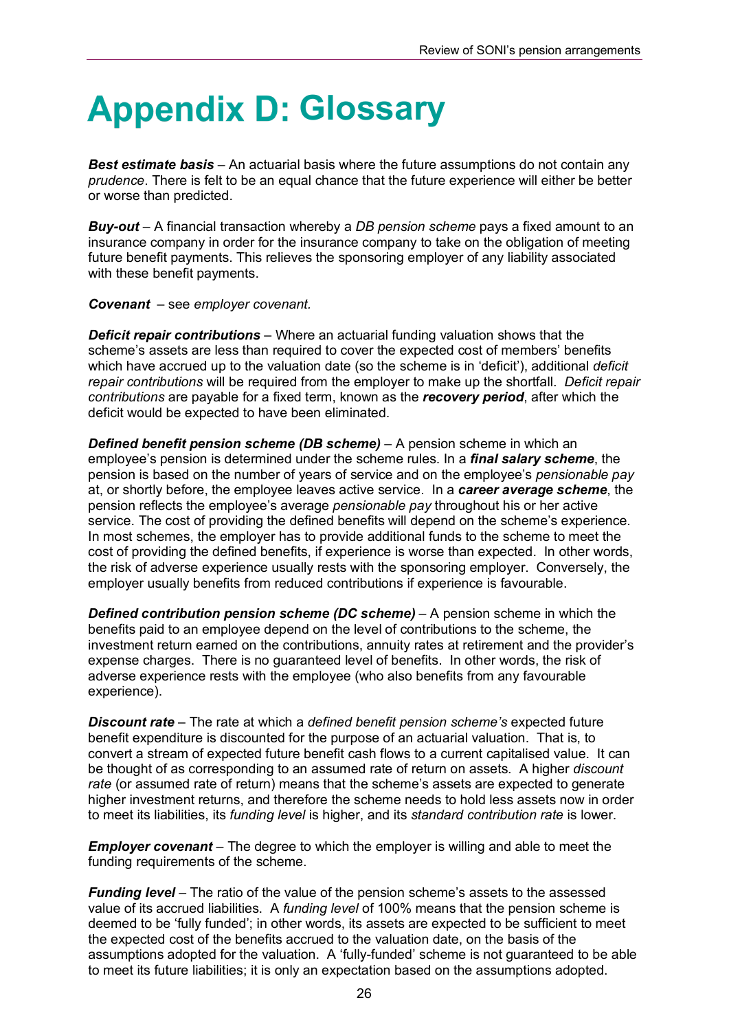# Appendix D: Glossary

***Best estimate basis*** – An actuarial basis where the future assumptions do not contain any *prudence*. There is felt to be an equal chance that the future experience will either be better or worse than predicted.

***Buy-out*** – A financial transaction whereby a *DB pension scheme* pays a fixed amount to an insurance company in order for the insurance company to take on the obligation of meeting future benefit payments. This relieves the sponsoring employer of any liability associated with these benefit payments.

***Covenant*** – see *employer covenant.*

***Deficit repair contributions*** – Where an actuarial funding valuation shows that the scheme's assets are less than required to cover the expected cost of members' benefits which have accrued up to the valuation date (so the scheme is in 'deficit'), additional *deficit repair contributions* will be required from the employer to make up the shortfall. *Deficit repair contributions* are payable for a fixed term, known as the ***recovery period***, after which the deficit would be expected to have been eliminated.

***Defined benefit pension scheme (DB scheme)*** – A pension scheme in which an employee's pension is determined under the scheme rules. In a ***final salary scheme***, the pension is based on the number of years of service and on the employee's *pensionable pay* at, or shortly before, the employee leaves active service. In a ***career average scheme***, the pension reflects the employee's average *pensionable pay* throughout his or her active service. The cost of providing the defined benefits will depend on the scheme's experience. In most schemes, the employer has to provide additional funds to the scheme to meet the cost of providing the defined benefits, if experience is worse than expected. In other words, the risk of adverse experience usually rests with the sponsoring employer. Conversely, the employer usually benefits from reduced contributions if experience is favourable.

***Defined contribution pension scheme (DC scheme)*** – A pension scheme in which the benefits paid to an employee depend on the level of contributions to the scheme, the investment return earned on the contributions, annuity rates at retirement and the provider's expense charges. There is no guaranteed level of benefits. In other words, the risk of adverse experience rests with the employee (who also benefits from any favourable experience).

***Discount rate*** – The rate at which a *defined benefit pension scheme's* expected future benefit expenditure is discounted for the purpose of an actuarial valuation. That is, to convert a stream of expected future benefit cash flows to a current capitalised value. It can be thought of as corresponding to an assumed rate of return on assets. A higher *discount rate* (or assumed rate of return) means that the scheme's assets are expected to generate higher investment returns, and therefore the scheme needs to hold less assets now in order to meet its liabilities, its *funding level* is higher, and its *standard contribution rate* is lower.

***Employer covenant*** – The degree to which the employer is willing and able to meet the funding requirements of the scheme.

***Funding level*** – The ratio of the value of the pension scheme's assets to the assessed value of its accrued liabilities. A *funding level* of 100% means that the pension scheme is deemed to be 'fully funded'; in other words, its assets are expected to be sufficient to meet the expected cost of the benefits accrued to the valuation date, on the basis of the assumptions adopted for the valuation. A 'fully-funded' scheme is not guaranteed to be able to meet its future liabilities; it is only an expectation based on the assumptions adopted.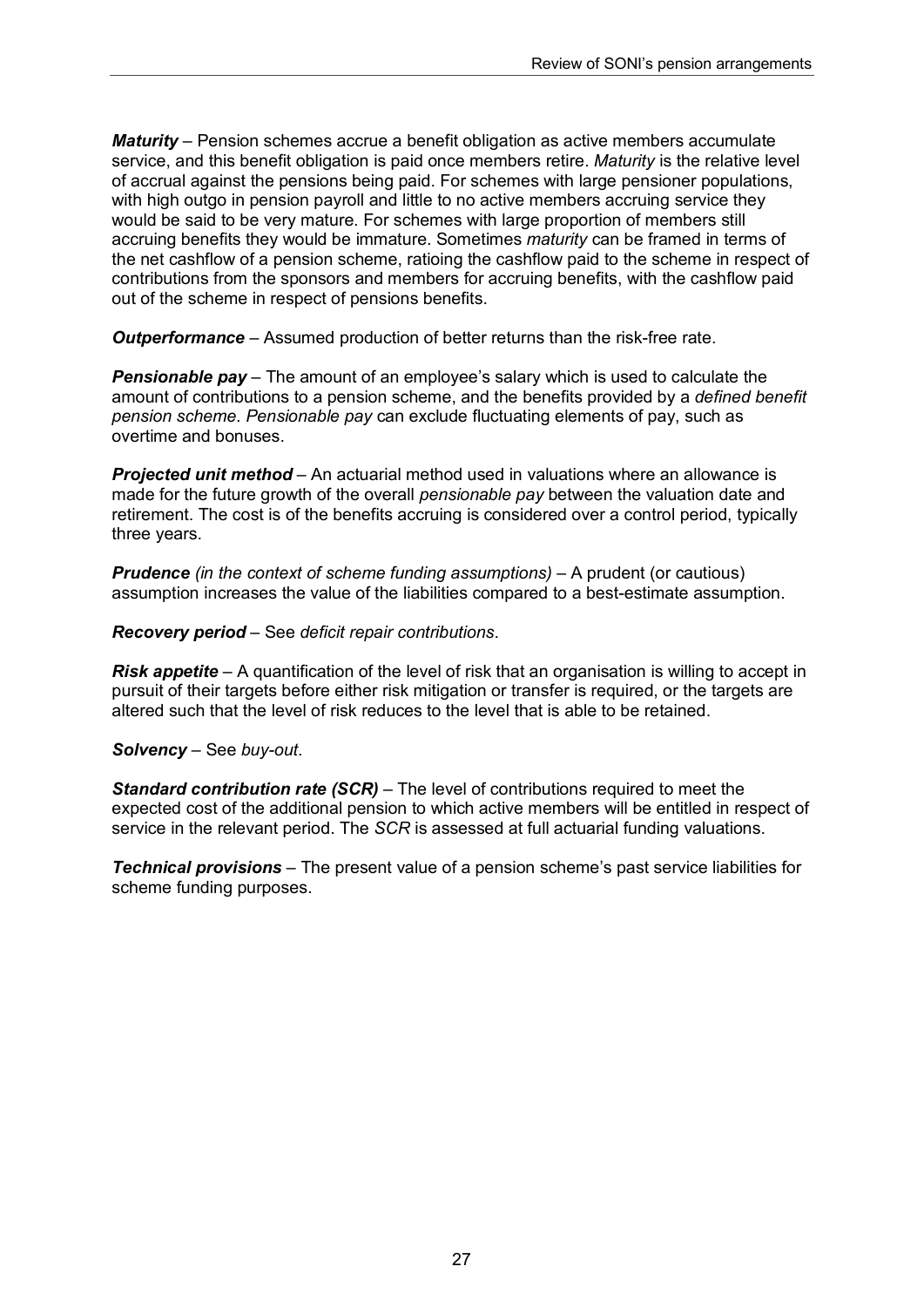***Maturity*** – Pension schemes accrue a benefit obligation as active members accumulate service, and this benefit obligation is paid once members retire. *Maturity* is the relative level of accrual against the pensions being paid. For schemes with large pensioner populations, with high outgo in pension payroll and little to no active members accruing service they would be said to be very mature. For schemes with large proportion of members still accruing benefits they would be immature. Sometimes *maturity* can be framed in terms of the net cashflow of a pension scheme, ratioing the cashflow paid to the scheme in respect of contributions from the sponsors and members for accruing benefits, with the cashflow paid out of the scheme in respect of pensions benefits.

***Outperformance*** – Assumed production of better returns than the risk-free rate.

***Pensionable pay*** – The amount of an employee's salary which is used to calculate the amount of contributions to a pension scheme, and the benefits provided by a *defined benefit pension scheme*. *Pensionable pay* can exclude fluctuating elements of pay, such as overtime and bonuses.

***Projected unit method*** – An actuarial method used in valuations where an allowance is made for the future growth of the overall *pensionable pay* between the valuation date and retirement. The cost is of the benefits accruing is considered over a control period, typically three years.

***Prudence*** *(in the context of scheme funding assumptions)* – A prudent (or cautious) assumption increases the value of the liabilities compared to a best-estimate assumption.

***Recovery period*** – See *deficit repair contributions*.

***Risk appetite*** – A quantification of the level of risk that an organisation is willing to accept in pursuit of their targets before either risk mitigation or transfer is required, or the targets are altered such that the level of risk reduces to the level that is able to be retained.

***Solvency*** – See *buy-out*.

***Standard contribution rate (SCR)*** – The level of contributions required to meet the expected cost of the additional pension to which active members will be entitled in respect of service in the relevant period. The *SCR* is assessed at full actuarial funding valuations.

***Technical provisions*** – The present value of a pension scheme's past service liabilities for scheme funding purposes.